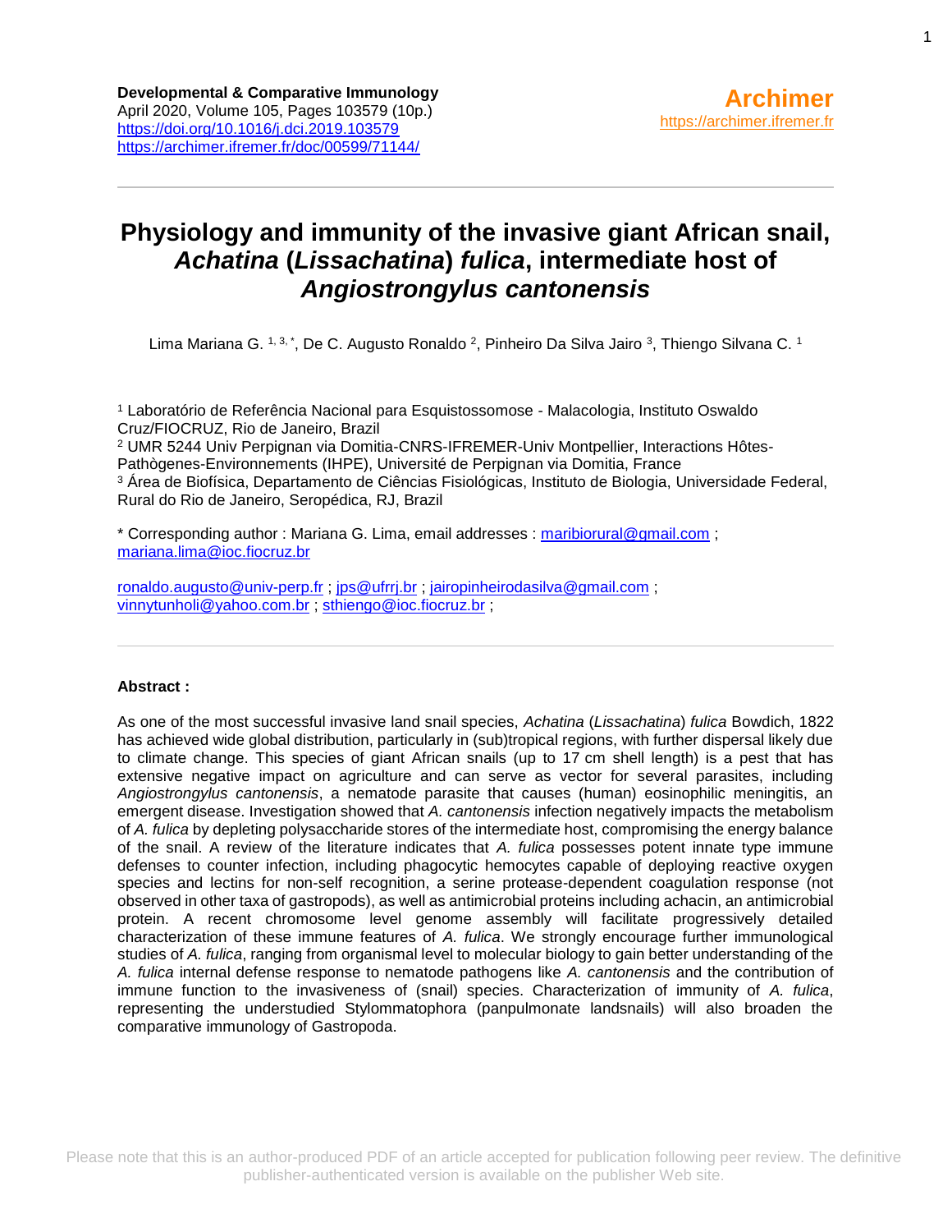**Developmental & Comparative Immunology**
April 2020, Volume 105, Pages 103579 (10p.)
https://doi.org/10.1016/j.dci.2019.103579
https://archimer.ifremer.fr/doc/00599/71144/

**Archimer**
https://archimer.ifremer.fr

# Physiology and immunity of the invasive giant African snail, *Achatina* (*Lissachatina*) *fulica*, intermediate host of *Angiostrongylus cantonensis*

Lima Mariana G. [1, 3, *], De C. Augusto Ronaldo [2], Pinheiro Da Silva Jairo [3], Thiengo Silvana C. [1]

[1] Laboratório de Referência Nacional para Esquistossomose - Malacologia, Instituto Oswaldo Cruz/FIOCRUZ, Rio de Janeiro, Brazil
[2] UMR 5244 Univ Perpignan via Domitia-CNRS-IFREMER-Univ Montpellier, Interactions Hôtes-Pathògenes-Environnements (IHPE), Université de Perpignan via Domitia, France
[3] Área de Biofísica, Departamento de Ciências Fisiológicas, Instituto de Biologia, Universidade Federal, Rural do Rio de Janeiro, Seropédica, RJ, Brazil

* Corresponding author : Mariana G. Lima, email addresses : maribiorural@gmail.com ; mariana.lima@ioc.fiocruz.br

ronaldo.augusto@univ-perp.fr ; jps@ufrrj.br ; jairopinheirodasilva@gmail.com ; vinnytunholi@yahoo.com.br ; sthiengo@ioc.fiocruz.br ;

**Abstract :**

As one of the most successful invasive land snail species, *Achatina* (*Lissachatina*) *fulica* Bowdich, 1822 has achieved wide global distribution, particularly in (sub)tropical regions, with further dispersal likely due to climate change. This species of giant African snails (up to 17 cm shell length) is a pest that has extensive negative impact on agriculture and can serve as vector for several parasites, including *Angiostrongylus cantonensis*, a nematode parasite that causes (human) eosinophilic meningitis, an emergent disease. Investigation showed that *A. cantonensis* infection negatively impacts the metabolism of *A. fulica* by depleting polysaccharide stores of the intermediate host, compromising the energy balance of the snail. A review of the literature indicates that *A. fulica* possesses potent innate type immune defenses to counter infection, including phagocytic hemocytes capable of deploying reactive oxygen species and lectins for non-self recognition, a serine protease-dependent coagulation response (not observed in other taxa of gastropods), as well as antimicrobial proteins including achacin, an antimicrobial protein. A recent chromosome level genome assembly will facilitate progressively detailed characterization of these immune features of *A. fulica*. We strongly encourage further immunological studies of *A. fulica*, ranging from organismal level to molecular biology to gain better understanding of the *A. fulica* internal defense response to nematode pathogens like *A. cantonensis* and the contribution of immune function to the invasiveness of (snail) species. Characterization of immunity of *A. fulica*, representing the understudied Stylommatophora (panpulmonate landsnails) will also broaden the comparative immunology of Gastropoda.

Please note that this is an author-produced PDF of an article accepted for publication following peer review. The definitive publisher-authenticated version is available on the publisher Web site.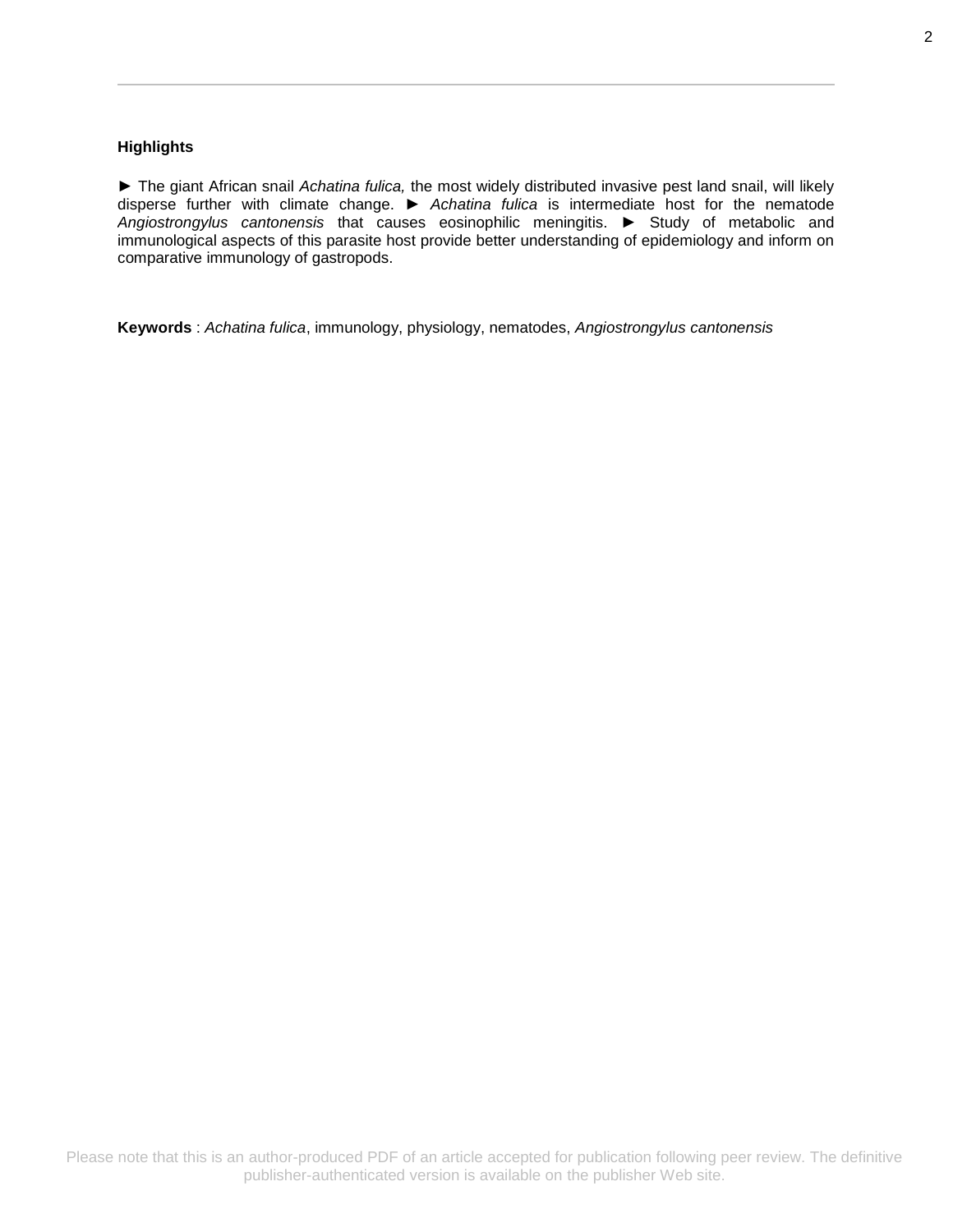**Highlights**

► The giant African snail *Achatina fulica,* the most widely distributed invasive pest land snail, will likely disperse further with climate change. ► *Achatina fulica* is intermediate host for the nematode *Angiostrongylus cantonensis* that causes eosinophilic meningitis. ► Study of metabolic and immunological aspects of this parasite host provide better understanding of epidemiology and inform on comparative immunology of gastropods.

**Keywords** : *Achatina fulica*, immunology, physiology, nematodes, *Angiostrongylus cantonensis*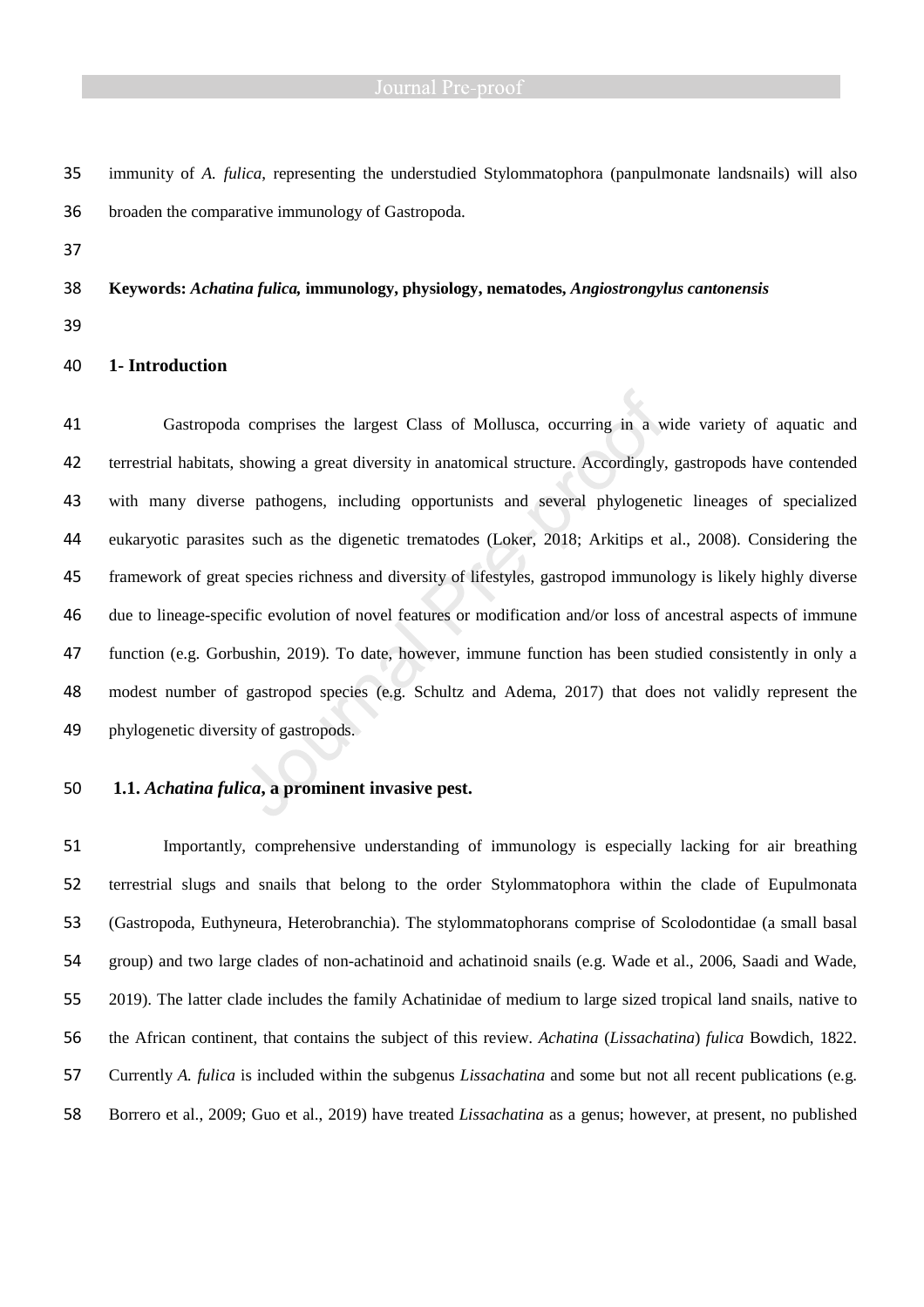immunity of *A. fulica*, representing the understudied Stylommatophora (panpulmonate landsnails) will also broaden the comparative immunology of Gastropoda.

**Keywords:** ***Achatina fulica*, immunology, physiology, nematodes, *Angiostrongylus cantonensis***

## 1- Introduction

Gastropoda comprises the largest Class of Mollusca, occurring in a wide variety of aquatic and terrestrial habitats, showing a great diversity in anatomical structure. Accordingly, gastropods have contended with many diverse pathogens, including opportunists and several phylogenetic lineages of specialized eukaryotic parasites such as the digenetic trematodes (Loker, 2018; Arkitips et al., 2008). Considering the framework of great species richness and diversity of lifestyles, gastropod immunology is likely highly diverse due to lineage-specific evolution of novel features or modification and/or loss of ancestral aspects of immune function (e.g. Gorbushin, 2019). To date, however, immune function has been studied consistently in only a modest number of gastropod species (e.g. Schultz and Adema, 2017) that does not validly represent the phylogenetic diversity of gastropods.

### 1.1. *Achatina fulica*, a prominent invasive pest.

Importantly, comprehensive understanding of immunology is especially lacking for air breathing terrestrial slugs and snails that belong to the order Stylommatophora within the clade of Eupulmonata (Gastropoda, Euthyneura, Heterobranchia). The stylommatophorans comprise of Scolodontidae (a small basal group) and two large clades of non-achatinoid and achatinoid snails (e.g. Wade et al., 2006, Saadi and Wade, 2019). The latter clade includes the family Achatinidae of medium to large sized tropical land snails, native to the African continent, that contains the subject of this review. *Achatina* (*Lissachatina*) *fulica* Bowdich, 1822. Currently *A. fulica* is included within the subgenus *Lissachatina* and some but not all recent publications (e.g. Borrero et al., 2009; Guo et al., 2019) have treated *Lissachatina* as a genus; however, at present, no published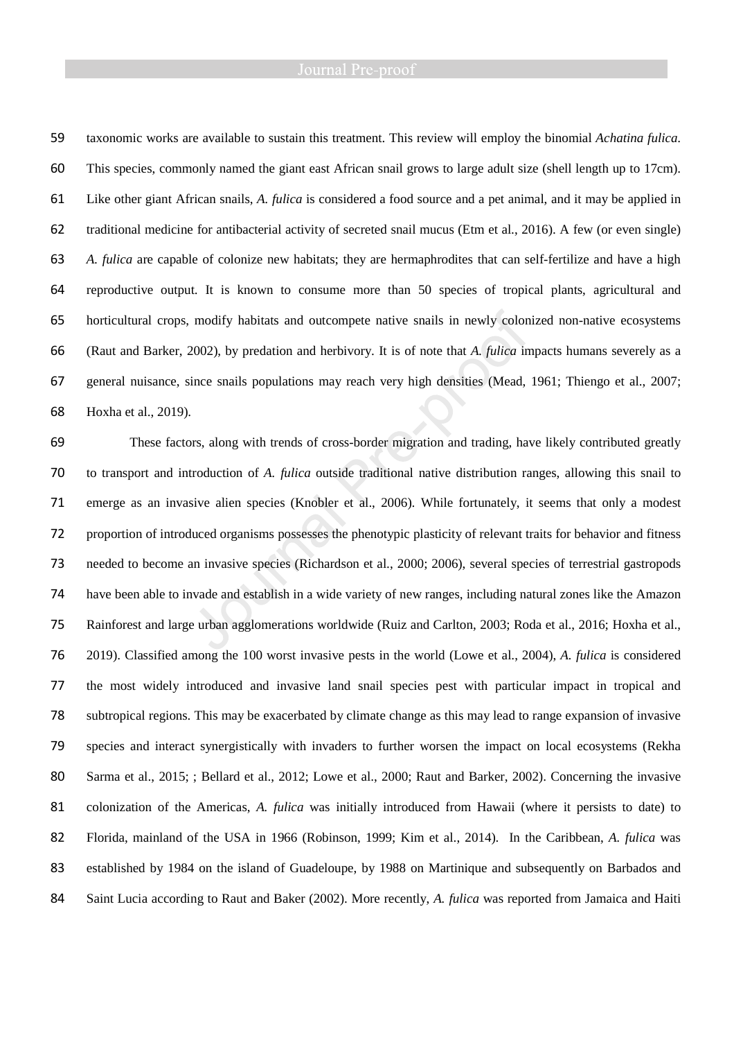taxonomic works are available to sustain this treatment. This review will employ the binomial *Achatina fulica*. This species, commonly named the giant east African snail grows to large adult size (shell length up to 17cm). Like other giant African snails, *A. fulica* is considered a food source and a pet animal, and it may be applied in traditional medicine for antibacterial activity of secreted snail mucus (Etm et al., 2016). A few (or even single) *A. fulica* are capable of colonize new habitats; they are hermaphrodites that can self-fertilize and have a high reproductive output. It is known to consume more than 50 species of tropical plants, agricultural and horticultural crops, modify habitats and outcompete native snails in newly colonized non-native ecosystems (Raut and Barker, 2002), by predation and herbivory. It is of note that *A. fulica* impacts humans severely as a general nuisance, since snails populations may reach very high densities (Mead, 1961; Thiengo et al., 2007; Hoxha et al., 2019).

These factors, along with trends of cross-border migration and trading, have likely contributed greatly to transport and introduction of *A. fulica* outside traditional native distribution ranges, allowing this snail to emerge as an invasive alien species (Knobler et al., 2006). While fortunately, it seems that only a modest proportion of introduced organisms possesses the phenotypic plasticity of relevant traits for behavior and fitness needed to become an invasive species (Richardson et al., 2000; 2006), several species of terrestrial gastropods have been able to invade and establish in a wide variety of new ranges, including natural zones like the Amazon Rainforest and large urban agglomerations worldwide (Ruiz and Carlton, 2003; Roda et al., 2016; Hoxha et al., 2019). Classified among the 100 worst invasive pests in the world (Lowe et al., 2004), *A. fulica* is considered the most widely introduced and invasive land snail species pest with particular impact in tropical and subtropical regions. This may be exacerbated by climate change as this may lead to range expansion of invasive species and interact synergistically with invaders to further worsen the impact on local ecosystems (Rekha Sarma et al., 2015; ; Bellard et al., 2012; Lowe et al., 2000; Raut and Barker, 2002). Concerning the invasive colonization of the Americas, *A. fulica* was initially introduced from Hawaii (where it persists to date) to Florida, mainland of the USA in 1966 (Robinson, 1999; Kim et al., 2014). In the Caribbean, *A. fulica* was established by 1984 on the island of Guadeloupe, by 1988 on Martinique and subsequently on Barbados and Saint Lucia according to Raut and Baker (2002). More recently, *A. fulica* was reported from Jamaica and Haiti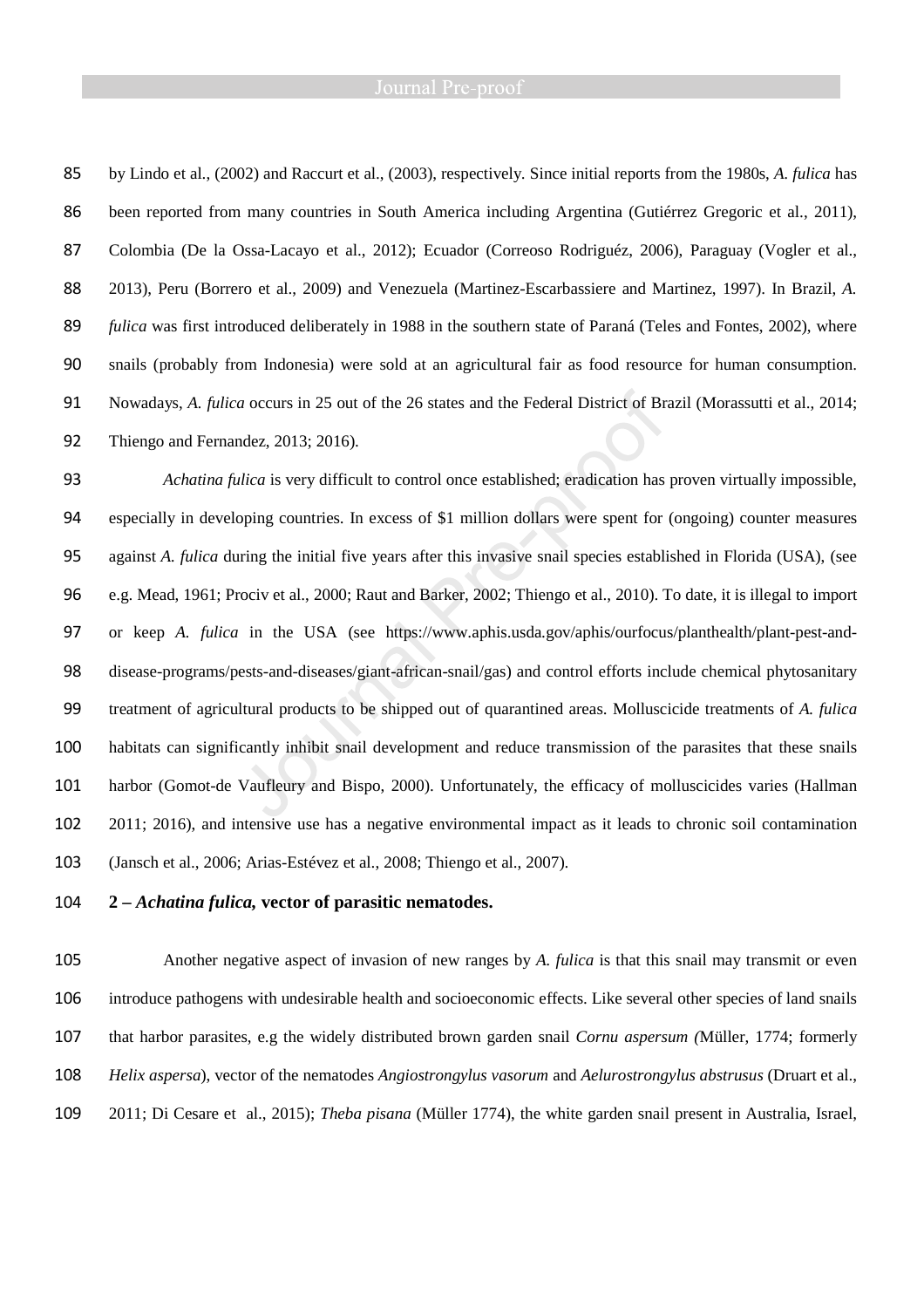by Lindo et al., (2002) and Raccurt et al., (2003), respectively. Since initial reports from the 1980s, *A. fulica* has been reported from many countries in South America including Argentina (Gutiérrez Gregoric et al., 2011), Colombia (De la Ossa-Lacayo et al., 2012); Ecuador (Correoso Rodriguéz, 2006), Paraguay (Vogler et al., 2013), Peru (Borrero et al., 2009) and Venezuela (Martinez-Escarbassiere and Martinez, 1997). In Brazil, *A. fulica* was first introduced deliberately in 1988 in the southern state of Paraná (Teles and Fontes, 2002), where snails (probably from Indonesia) were sold at an agricultural fair as food resource for human consumption. Nowadays, *A. fulica* occurs in 25 out of the 26 states and the Federal District of Brazil (Morassutti et al., 2014; Thiengo and Fernandez, 2013; 2016).

*Achatina fulica* is very difficult to control once established; eradication has proven virtually impossible, especially in developing countries. In excess of $1 million dollars were spent for (ongoing) counter measures against *A. fulica* during the initial five years after this invasive snail species established in Florida (USA), (see e.g. Mead, 1961; Prociv et al., 2000; Raut and Barker, 2002; Thiengo et al., 2010). To date, it is illegal to import or keep *A. fulica* in the USA (see https://www.aphis.usda.gov/aphis/ourfocus/planthealth/plant-pest-and-disease-programs/pests-and-diseases/giant-african-snail/gas) and control efforts include chemical phytosanitary treatment of agricultural products to be shipped out of quarantined areas. Molluscicide treatments of *A. fulica* habitats can significantly inhibit snail development and reduce transmission of the parasites that these snails harbor (Gomot-de Vaufleury and Bispo, 2000). Unfortunately, the efficacy of molluscicides varies (Hallman 2011; 2016), and intensive use has a negative environmental impact as it leads to chronic soil contamination (Jansch et al., 2006; Arias-Estévez et al., 2008; Thiengo et al., 2007).

## 2 – *Achatina fulica,* vector of parasitic nematodes.

Another negative aspect of invasion of new ranges by *A. fulica* is that this snail may transmit or even introduce pathogens with undesirable health and socioeconomic effects. Like several other species of land snails that harbor parasites, e.g the widely distributed brown garden snail *Cornu aspersum (*Müller, 1774; formerly *Helix aspersa*), vector of the nematodes *Angiostrongylus vasorum* and *Aelurostrongylus abstrusus* (Druart et al., 2011; Di Cesare et al., 2015); *Theba pisana* (Müller 1774), the white garden snail present in Australia, Israel,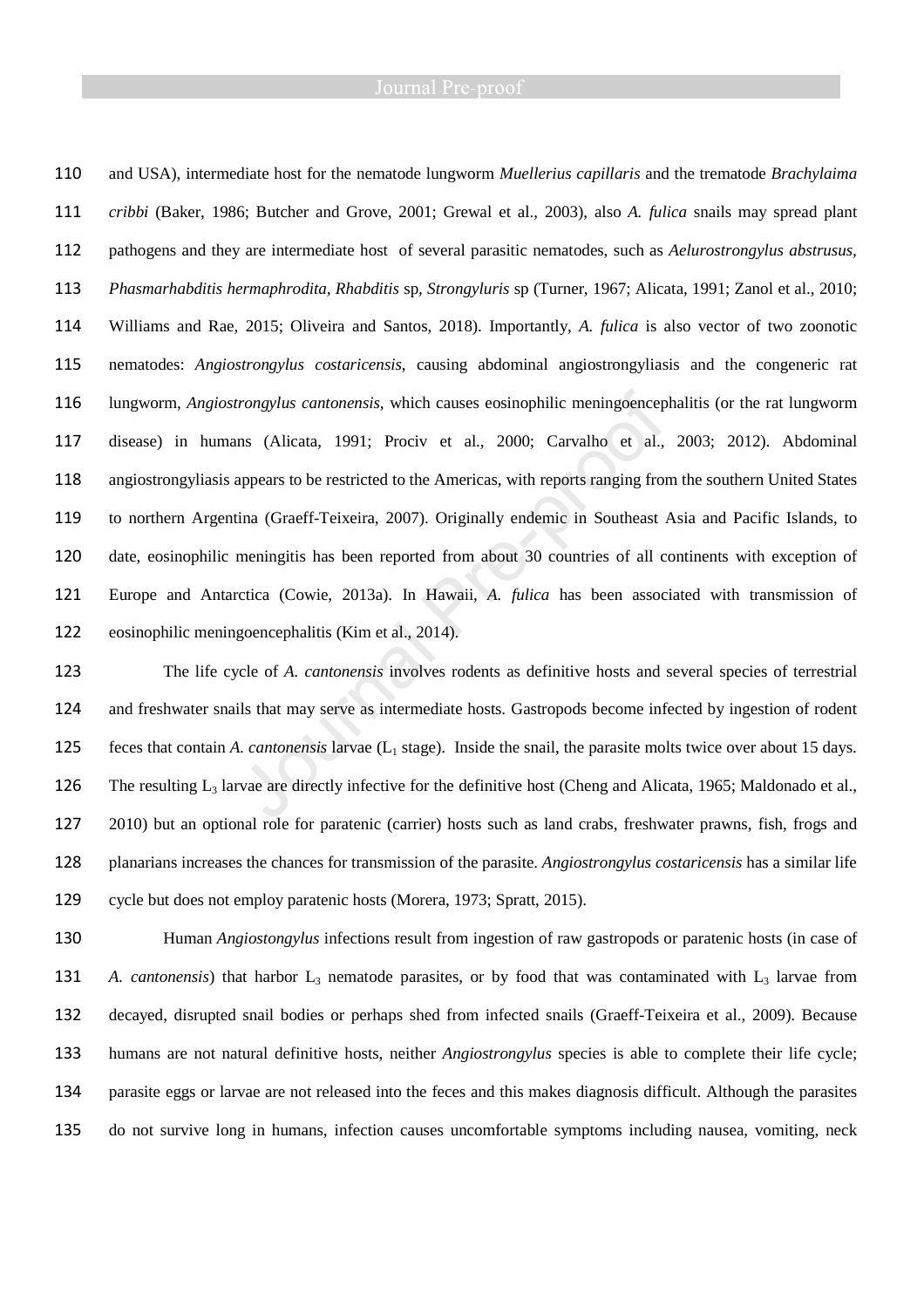and USA), intermediate host for the nematode lungworm *Muellerius capillaris* and the trematode *Brachylaima cribbi* (Baker, 1986; Butcher and Grove, 2001; Grewal et al., 2003), also *A. fulica* snails may spread plant pathogens and they are intermediate host of several parasitic nematodes, such as *Aelurostrongylus abstrusus, Phasmarhabditis hermaphrodita, Rhabditis* sp*, Strongyluris* sp (Turner, 1967; Alicata, 1991; Zanol et al., 2010; Williams and Rae, 2015; Oliveira and Santos, 2018). Importantly, *A. fulica* is also vector of two zoonotic nematodes: *Angiostrongylus costaricensis*, causing abdominal angiostrongyliasis and the congeneric rat lungworm, *Angiostrongylus cantonensis*, which causes eosinophilic meningoencephalitis (or the rat lungworm disease) in humans (Alicata, 1991; Prociv et al., 2000; Carvalho et al., 2003; 2012). Abdominal angiostrongyliasis appears to be restricted to the Americas, with reports ranging from the southern United States to northern Argentina (Graeff-Teixeira, 2007). Originally endemic in Southeast Asia and Pacific Islands, to date, eosinophilic meningitis has been reported from about 30 countries of all continents with exception of Europe and Antarctica (Cowie, 2013a). In Hawaii, *A. fulica* has been associated with transmission of eosinophilic meningoencephalitis (Kim et al., 2014).

The life cycle of *A. cantonensis* involves rodents as definitive hosts and several species of terrestrial and freshwater snails that may serve as intermediate hosts. Gastropods become infected by ingestion of rodent feces that contain *A. cantonensis* larvae ($L_1$ stage). Inside the snail, the parasite molts twice over about 15 days. The resulting $L_3$ larvae are directly infective for the definitive host (Cheng and Alicata, 1965; Maldonado et al., 2010) but an optional role for paratenic (carrier) hosts such as land crabs, freshwater prawns, fish, frogs and planarians increases the chances for transmission of the parasite. *Angiostrongylus costaricensis* has a similar life cycle but does not employ paratenic hosts (Morera, 1973; Spratt, 2015).

Human *Angiostongylus* infections result from ingestion of raw gastropods or paratenic hosts (in case of *A. cantonensis*) that harbor $L_3$ nematode parasites, or by food that was contaminated with $L_3$ larvae from decayed, disrupted snail bodies or perhaps shed from infected snails (Graeff-Teixeira et al., 2009). Because humans are not natural definitive hosts, neither *Angiostrongylus* species is able to complete their life cycle; parasite eggs or larvae are not released into the feces and this makes diagnosis difficult. Although the parasites do not survive long in humans, infection causes uncomfortable symptoms including nausea, vomiting, neck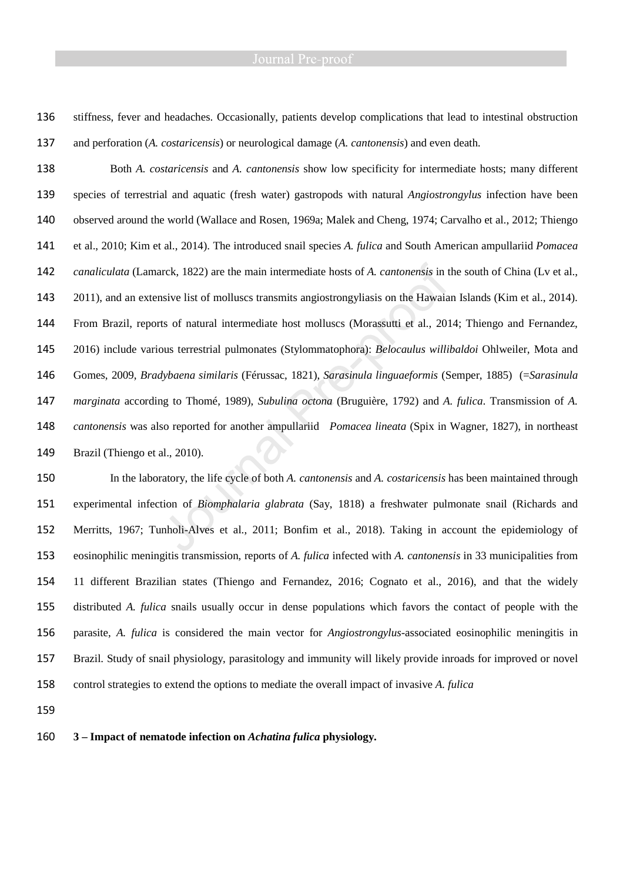stiffness, fever and headaches. Occasionally, patients develop complications that lead to intestinal obstruction and perforation (*A. costaricensis*) or neurological damage (*A. cantonensis*) and even death.

Both *A. costaricensis* and *A. cantonensis* show low specificity for intermediate hosts; many different species of terrestrial and aquatic (fresh water) gastropods with natural *Angiostrongylus* infection have been observed around the world (Wallace and Rosen, 1969a; Malek and Cheng, 1974; Carvalho et al., 2012; Thiengo et al., 2010; Kim et al., 2014). The introduced snail species *A. fulica* and South American ampullariid *Pomacea canaliculata* (Lamarck, 1822) are the main intermediate hosts of *A. cantonensis* in the south of China (Lv et al., 2011), and an extensive list of molluscs transmits angiostrongyliasis on the Hawaian Islands (Kim et al., 2014). From Brazil, reports of natural intermediate host molluscs (Morassutti et al., 2014; Thiengo and Fernandez, 2016) include various terrestrial pulmonates (Stylommatophora): *Belocaulus willibaldoi* Ohlweiler, Mota and Gomes, 2009, *Bradybaena similaris* (Férussac, 1821), *Sarasinula linguaeformis* (Semper, 1885) (=*Sarasinula marginata* according to Thomé, 1989), *Subulina octona* (Bruguière, 1792) and *A. fulica*. Transmission of *A. cantonensis* was also reported for another ampullariid *Pomacea lineata* (Spix in Wagner, 1827), in northeast Brazil (Thiengo et al., 2010).

In the laboratory, the life cycle of both *A. cantonensis* and *A. costaricensis* has been maintained through experimental infection of *Biomphalaria glabrata* (Say, 1818) a freshwater pulmonate snail (Richards and Merritts, 1967; Tunholi-Alves et al., 2011; Bonfim et al., 2018). Taking in account the epidemiology of eosinophilic meningitis transmission, reports of *A. fulica* infected with *A. cantonensis* in 33 municipalities from 11 different Brazilian states (Thiengo and Fernandez, 2016; Cognato et al., 2016), and that the widely distributed *A. fulica* snails usually occur in dense populations which favors the contact of people with the parasite, *A. fulica* is considered the main vector for *Angiostrongylus*-associated eosinophilic meningitis in Brazil. Study of snail physiology, parasitology and immunity will likely provide inroads for improved or novel control strategies to extend the options to mediate the overall impact of invasive *A. fulica*

## 3 – Impact of nematode infection on *Achatina fulica* physiology.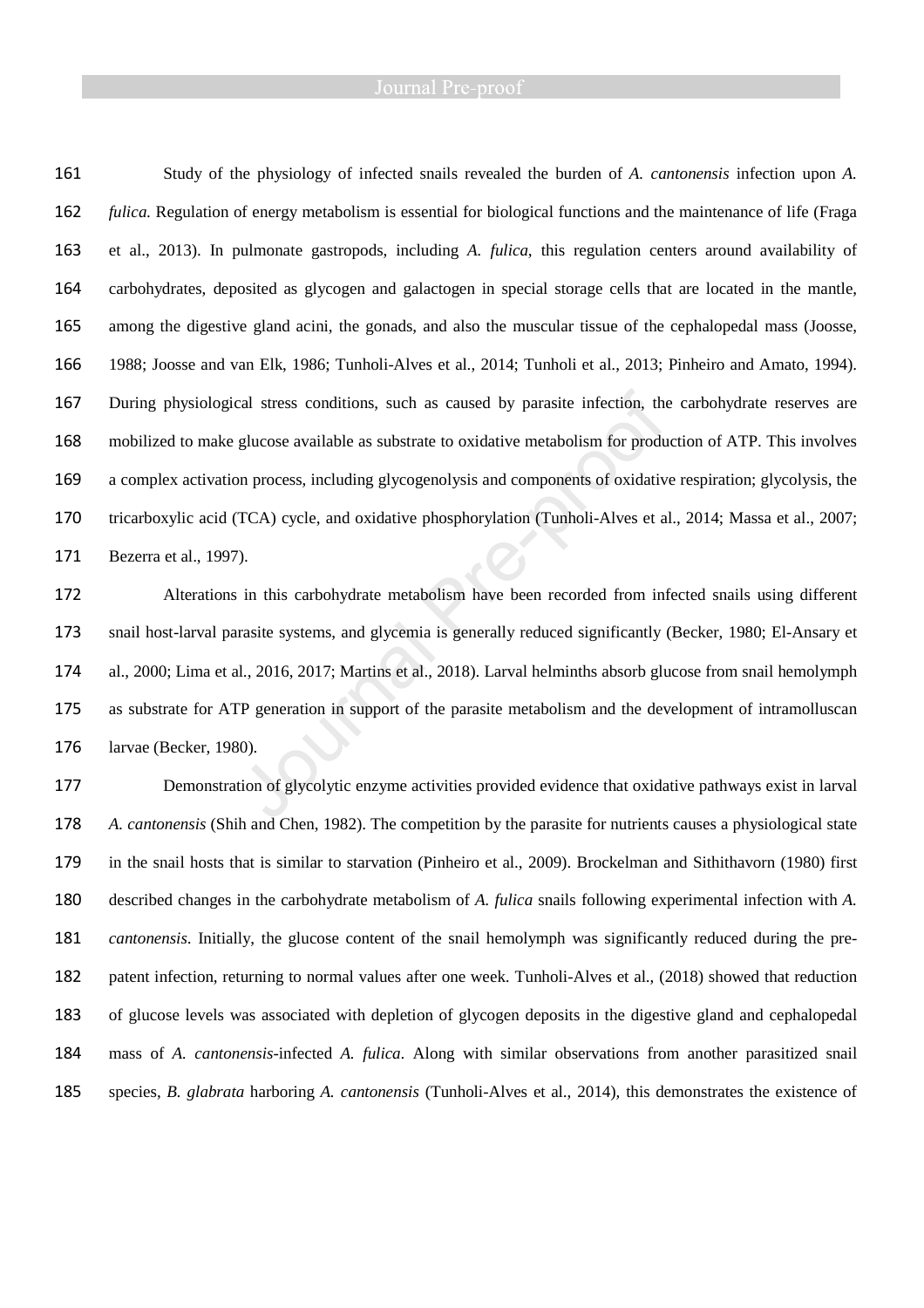Study of the physiology of infected snails revealed the burden of *A. cantonensis* infection upon *A. fulica.* Regulation of energy metabolism is essential for biological functions and the maintenance of life (Fraga et al., 2013). In pulmonate gastropods, including *A. fulica*, this regulation centers around availability of carbohydrates, deposited as glycogen and galactogen in special storage cells that are located in the mantle, among the digestive gland acini, the gonads, and also the muscular tissue of the cephalopedal mass (Joosse, 1988; Joosse and van Elk, 1986; Tunholi-Alves et al., 2014; Tunholi et al., 2013; Pinheiro and Amato, 1994). During physiological stress conditions, such as caused by parasite infection, the carbohydrate reserves are mobilized to make glucose available as substrate to oxidative metabolism for production of ATP. This involves a complex activation process, including glycogenolysis and components of oxidative respiration; glycolysis, the tricarboxylic acid (TCA) cycle, and oxidative phosphorylation (Tunholi-Alves et al., 2014; Massa et al., 2007; Bezerra et al., 1997).

Alterations in this carbohydrate metabolism have been recorded from infected snails using different snail host-larval parasite systems, and glycemia is generally reduced significantly (Becker, 1980; El-Ansary et al., 2000; Lima et al., 2016, 2017; Martins et al., 2018). Larval helminths absorb glucose from snail hemolymph as substrate for ATP generation in support of the parasite metabolism and the development of intramolluscan larvae (Becker, 1980).

Demonstration of glycolytic enzyme activities provided evidence that oxidative pathways exist in larval *A. cantonensis* (Shih and Chen, 1982). The competition by the parasite for nutrients causes a physiological state in the snail hosts that is similar to starvation (Pinheiro et al., 2009). Brockelman and Sithithavorn (1980) first described changes in the carbohydrate metabolism of *A. fulica* snails following experimental infection with *A. cantonensis*. Initially, the glucose content of the snail hemolymph was significantly reduced during the pre-patent infection, returning to normal values after one week. Tunholi-Alves et al., (2018) showed that reduction of glucose levels was associated with depletion of glycogen deposits in the digestive gland and cephalopedal mass of *A. cantonensis*-infected *A. fulica*. Along with similar observations from another parasitized snail species, *B. glabrata* harboring *A. cantonensis* (Tunholi-Alves et al., 2014), this demonstrates the existence of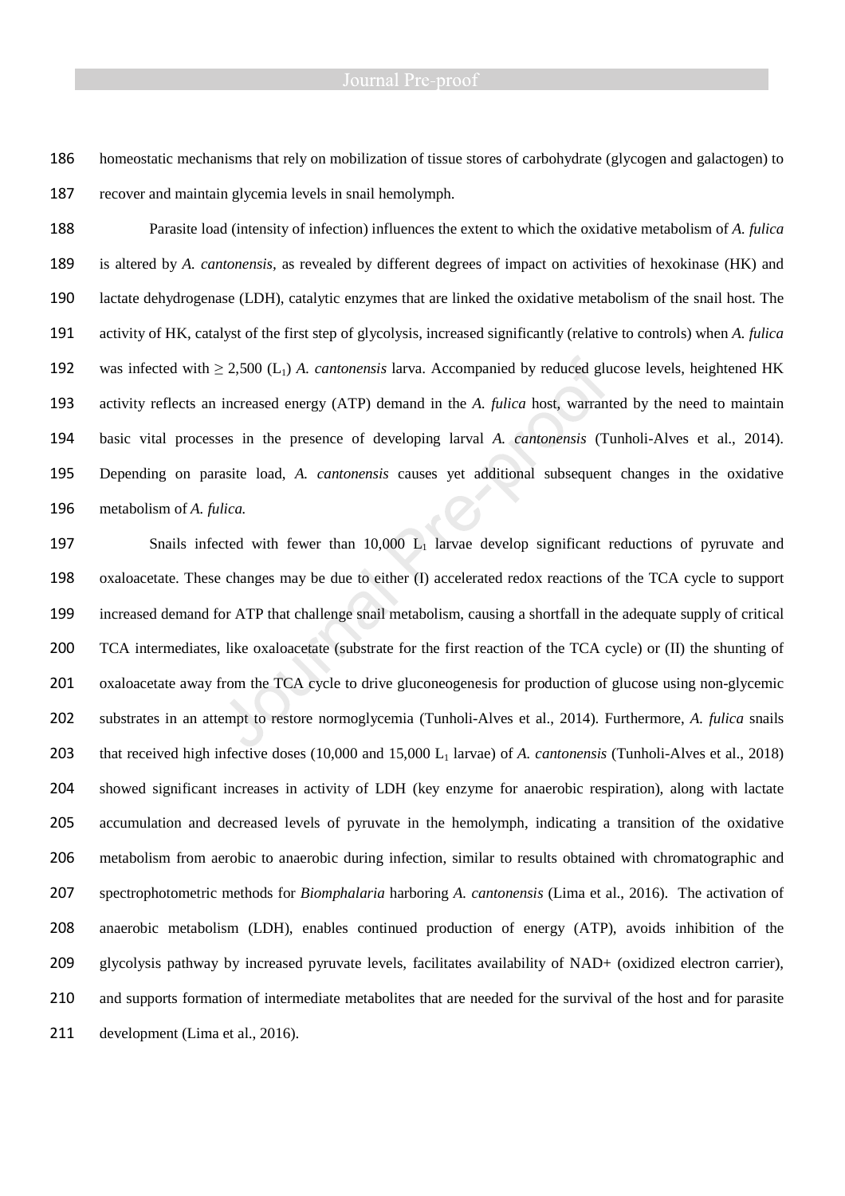homeostatic mechanisms that rely on mobilization of tissue stores of carbohydrate (glycogen and galactogen) to recover and maintain glycemia levels in snail hemolymph.

Parasite load (intensity of infection) influences the extent to which the oxidative metabolism of *A. fulica* is altered by *A. cantonensis*, as revealed by different degrees of impact on activities of hexokinase (HK) and lactate dehydrogenase (LDH), catalytic enzymes that are linked the oxidative metabolism of the snail host. The activity of HK, catalyst of the first step of glycolysis, increased significantly (relative to controls) when *A. fulica* was infected with ≥ 2,500 ($L_1$) *A. cantonensis* larva. Accompanied by reduced glucose levels, heightened HK activity reflects an increased energy (ATP) demand in the *A. fulica* host, warranted by the need to maintain basic vital processes in the presence of developing larval *A. cantonensis* (Tunholi-Alves et al., 2014). Depending on parasite load, *A. cantonensis* causes yet additional subsequent changes in the oxidative metabolism of *A. fulica.*

Snails infected with fewer than 10,000 $L_1$ larvae develop significant reductions of pyruvate and oxaloacetate. These changes may be due to either (I) accelerated redox reactions of the TCA cycle to support increased demand for ATP that challenge snail metabolism, causing a shortfall in the adequate supply of critical TCA intermediates, like oxaloacetate (substrate for the first reaction of the TCA cycle) or (II) the shunting of oxaloacetate away from the TCA cycle to drive gluconeogenesis for production of glucose using non-glycemic substrates in an attempt to restore normoglycemia (Tunholi-Alves et al., 2014). Furthermore, *A. fulica* snails that received high infective doses (10,000 and 15,000 $L_1$ larvae) of *A. cantonensis* (Tunholi-Alves et al., 2018) showed significant increases in activity of LDH (key enzyme for anaerobic respiration), along with lactate accumulation and decreased levels of pyruvate in the hemolymph, indicating a transition of the oxidative metabolism from aerobic to anaerobic during infection, similar to results obtained with chromatographic and spectrophotometric methods for *Biomphalaria* harboring *A. cantonensis* (Lima et al., 2016). The activation of anaerobic metabolism (LDH), enables continued production of energy (ATP), avoids inhibition of the glycolysis pathway by increased pyruvate levels, facilitates availability of NAD+ (oxidized electron carrier), and supports formation of intermediate metabolites that are needed for the survival of the host and for parasite development (Lima et al., 2016).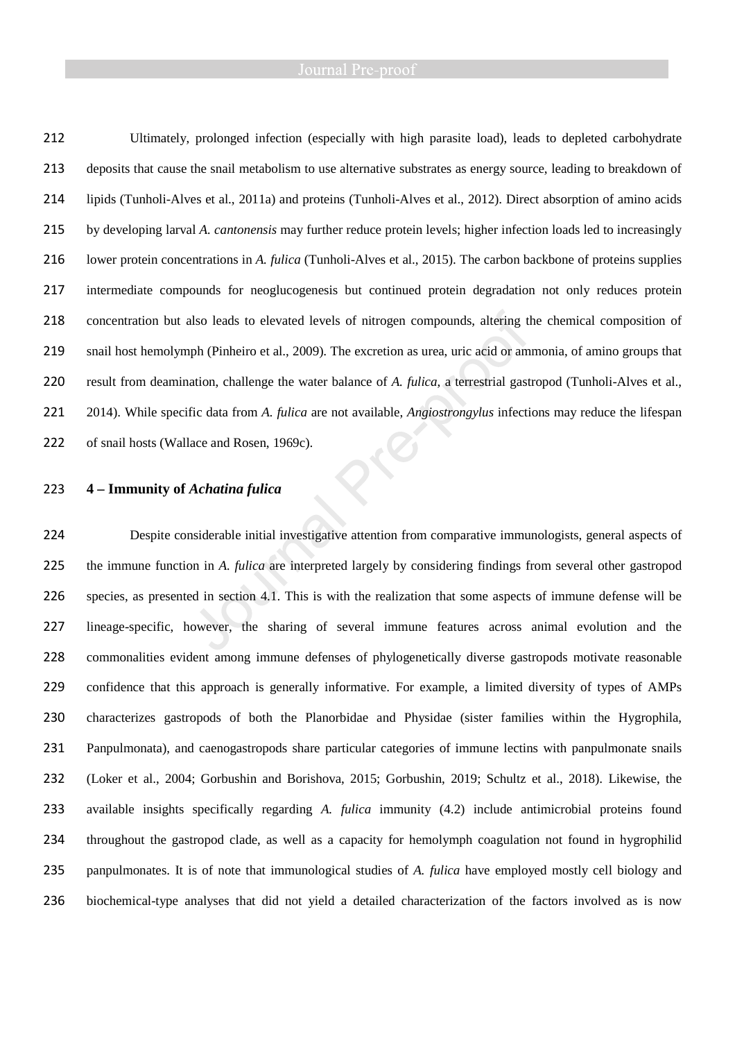Ultimately, prolonged infection (especially with high parasite load), leads to depleted carbohydrate deposits that cause the snail metabolism to use alternative substrates as energy source, leading to breakdown of lipids (Tunholi-Alves et al., 2011a) and proteins (Tunholi-Alves et al., 2012). Direct absorption of amino acids by developing larval *A. cantonensis* may further reduce protein levels; higher infection loads led to increasingly lower protein concentrations in *A. fulica* (Tunholi-Alves et al., 2015). The carbon backbone of proteins supplies intermediate compounds for neoglucogenesis but continued protein degradation not only reduces protein concentration but also leads to elevated levels of nitrogen compounds, altering the chemical composition of snail host hemolymph (Pinheiro et al., 2009). The excretion as urea, uric acid or ammonia, of amino groups that result from deamination, challenge the water balance of *A. fulica*, a terrestrial gastropod (Tunholi-Alves et al., 2014). While specific data from *A. fulica* are not available, *Angiostrongylus* infections may reduce the lifespan of snail hosts (Wallace and Rosen, 1969c).

## 4 – Immunity of *Achatina fulica*

Despite considerable initial investigative attention from comparative immunologists, general aspects of the immune function in *A. fulica* are interpreted largely by considering findings from several other gastropod species, as presented in section 4.1. This is with the realization that some aspects of immune defense will be lineage-specific, however, the sharing of several immune features across animal evolution and the commonalities evident among immune defenses of phylogenetically diverse gastropods motivate reasonable confidence that this approach is generally informative. For example, a limited diversity of types of AMPs characterizes gastropods of both the Planorbidae and Physidae (sister families within the Hygrophila, Panpulmonata), and caenogastropods share particular categories of immune lectins with panpulmonate snails (Loker et al., 2004; Gorbushin and Borishova, 2015; Gorbushin, 2019; Schultz et al., 2018). Likewise, the available insights specifically regarding *A. fulica* immunity (4.2) include antimicrobial proteins found throughout the gastropod clade, as well as a capacity for hemolymph coagulation not found in hygrophilid panpulmonates. It is of note that immunological studies of *A. fulica* have employed mostly cell biology and biochemical-type analyses that did not yield a detailed characterization of the factors involved as is now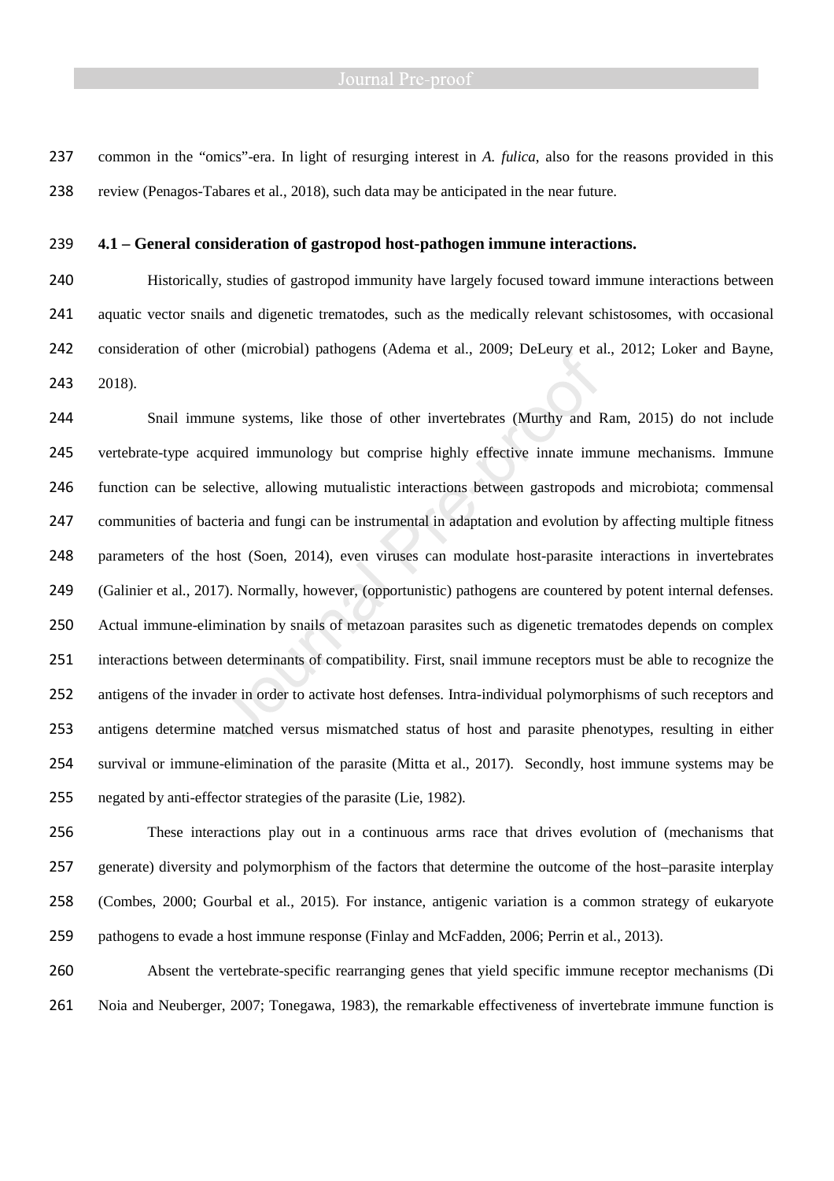common in the "omics"-era. In light of resurging interest in *A. fulica*, also for the reasons provided in this review (Penagos-Tabares et al., 2018), such data may be anticipated in the near future.

### 4.1 – General consideration of gastropod host-pathogen immune interactions.

Historically, studies of gastropod immunity have largely focused toward immune interactions between aquatic vector snails and digenetic trematodes, such as the medically relevant schistosomes, with occasional consideration of other (microbial) pathogens (Adema et al., 2009; DeLeury et al., 2012; Loker and Bayne, 2018).

Snail immune systems, like those of other invertebrates (Murthy and Ram, 2015) do not include vertebrate-type acquired immunology but comprise highly effective innate immune mechanisms. Immune function can be selective, allowing mutualistic interactions between gastropods and microbiota; commensal communities of bacteria and fungi can be instrumental in adaptation and evolution by affecting multiple fitness parameters of the host (Soen, 2014), even viruses can modulate host-parasite interactions in invertebrates (Galinier et al., 2017). Normally, however, (opportunistic) pathogens are countered by potent internal defenses. Actual immune-elimination by snails of metazoan parasites such as digenetic trematodes depends on complex interactions between determinants of compatibility. First, snail immune receptors must be able to recognize the antigens of the invader in order to activate host defenses. Intra-individual polymorphisms of such receptors and antigens determine matched versus mismatched status of host and parasite phenotypes, resulting in either survival or immune-elimination of the parasite (Mitta et al., 2017). Secondly, host immune systems may be negated by anti-effector strategies of the parasite (Lie, 1982).

These interactions play out in a continuous arms race that drives evolution of (mechanisms that generate) diversity and polymorphism of the factors that determine the outcome of the host–parasite interplay (Combes, 2000; Gourbal et al., 2015). For instance, antigenic variation is a common strategy of eukaryote pathogens to evade a host immune response (Finlay and McFadden, 2006; Perrin et al., 2013).

Absent the vertebrate-specific rearranging genes that yield specific immune receptor mechanisms (Di Noia and Neuberger, 2007; Tonegawa, 1983), the remarkable effectiveness of invertebrate immune function is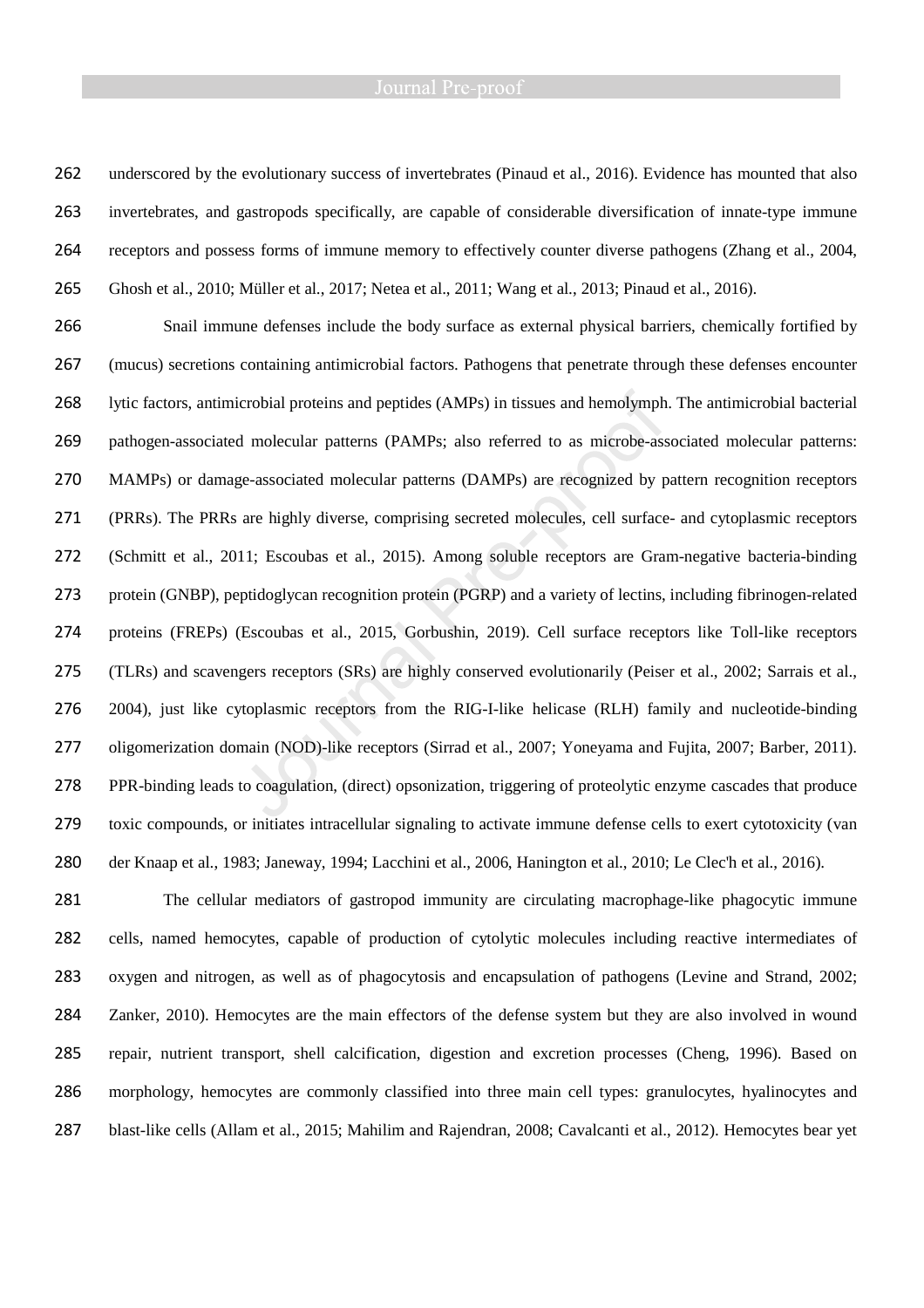underscored by the evolutionary success of invertebrates (Pinaud et al., 2016). Evidence has mounted that also invertebrates, and gastropods specifically, are capable of considerable diversification of innate-type immune receptors and possess forms of immune memory to effectively counter diverse pathogens (Zhang et al., 2004, Ghosh et al., 2010; Müller et al., 2017; Netea et al., 2011; Wang et al., 2013; Pinaud et al., 2016).

Snail immune defenses include the body surface as external physical barriers, chemically fortified by (mucus) secretions containing antimicrobial factors. Pathogens that penetrate through these defenses encounter lytic factors, antimicrobial proteins and peptides (AMPs) in tissues and hemolymph. The antimicrobial bacterial pathogen-associated molecular patterns (PAMPs; also referred to as microbe-associated molecular patterns: MAMPs) or damage-associated molecular patterns (DAMPs) are recognized by pattern recognition receptors (PRRs). The PRRs are highly diverse, comprising secreted molecules, cell surface- and cytoplasmic receptors (Schmitt et al., 2011; Escoubas et al., 2015). Among soluble receptors are Gram-negative bacteria-binding protein (GNBP), peptidoglycan recognition protein (PGRP) and a variety of lectins, including fibrinogen-related proteins (FREPs) (Escoubas et al., 2015, Gorbushin, 2019). Cell surface receptors like Toll-like receptors (TLRs) and scavengers receptors (SRs) are highly conserved evolutionarily (Peiser et al., 2002; Sarrais et al., 2004), just like cytoplasmic receptors from the RIG-I-like helicase (RLH) family and nucleotide-binding oligomerization domain (NOD)-like receptors (Sirrad et al., 2007; Yoneyama and Fujita, 2007; Barber, 2011). PPR-binding leads to coagulation, (direct) opsonization, triggering of proteolytic enzyme cascades that produce toxic compounds, or initiates intracellular signaling to activate immune defense cells to exert cytotoxicity (van der Knaap et al., 1983; Janeway, 1994; Lacchini et al., 2006, Hanington et al., 2010; Le Clec'h et al., 2016).

The cellular mediators of gastropod immunity are circulating macrophage-like phagocytic immune cells, named hemocytes, capable of production of cytolytic molecules including reactive intermediates of oxygen and nitrogen, as well as of phagocytosis and encapsulation of pathogens (Levine and Strand, 2002; Zanker, 2010). Hemocytes are the main effectors of the defense system but they are also involved in wound repair, nutrient transport, shell calcification, digestion and excretion processes (Cheng, 1996). Based on morphology, hemocytes are commonly classified into three main cell types: granulocytes, hyalinocytes and blast-like cells (Allam et al., 2015; Mahilim and Rajendran, 2008; Cavalcanti et al., 2012). Hemocytes bear yet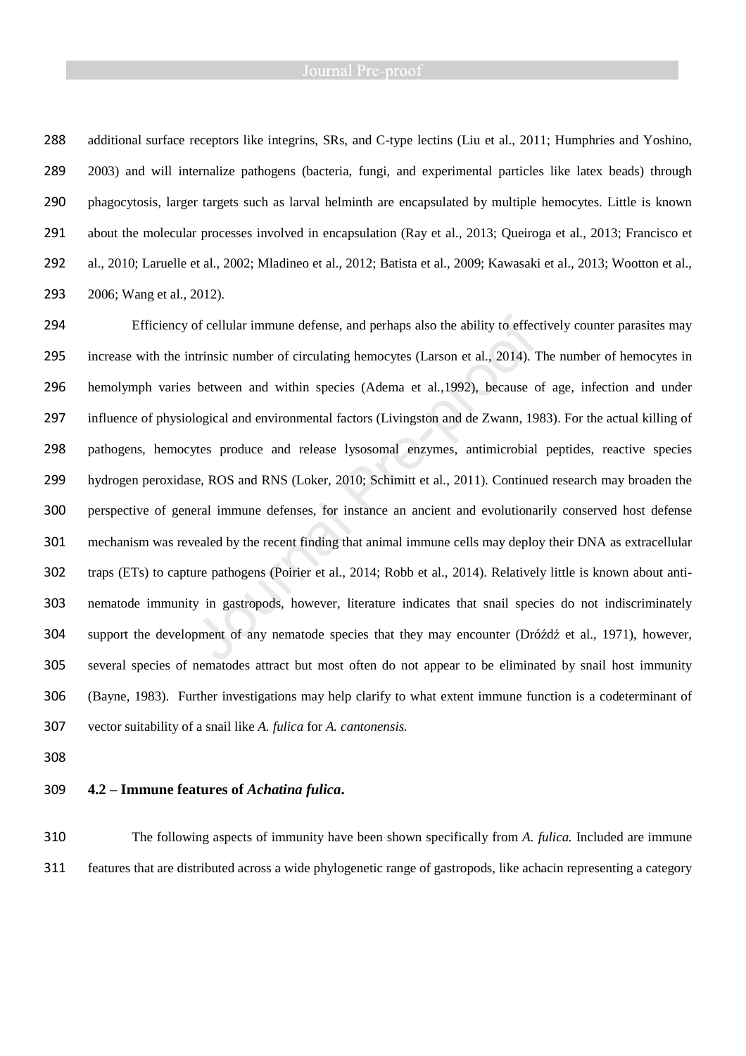additional surface receptors like integrins, SRs, and C-type lectins (Liu et al., 2011; Humphries and Yoshino, 2003) and will internalize pathogens (bacteria, fungi, and experimental particles like latex beads) through phagocytosis, larger targets such as larval helminth are encapsulated by multiple hemocytes. Little is known about the molecular processes involved in encapsulation (Ray et al., 2013; Queiroga et al., 2013; Francisco et al., 2010; Laruelle et al., 2002; Mladineo et al., 2012; Batista et al., 2009; Kawasaki et al., 2013; Wootton et al., 2006; Wang et al., 2012).

Efficiency of cellular immune defense, and perhaps also the ability to effectively counter parasites may increase with the intrinsic number of circulating hemocytes (Larson et al., 2014). The number of hemocytes in hemolymph varies between and within species (Adema et al.,1992), because of age, infection and under influence of physiological and environmental factors (Livingston and de Zwann, 1983). For the actual killing of pathogens, hemocytes produce and release lysosomal enzymes, antimicrobial peptides, reactive species hydrogen peroxidase, ROS and RNS (Loker, 2010; Schimitt et al., 2011). Continued research may broaden the perspective of general immune defenses, for instance an ancient and evolutionarily conserved host defense mechanism was revealed by the recent finding that animal immune cells may deploy their DNA as extracellular traps (ETs) to capture pathogens (Poirier et al., 2014; Robb et al., 2014). Relatively little is known about anti-nematode immunity in gastropods, however, literature indicates that snail species do not indiscriminately support the development of any nematode species that they may encounter (Dróżdż et al., 1971), however, several species of nematodes attract but most often do not appear to be eliminated by snail host immunity (Bayne, 1983). Further investigations may help clarify to what extent immune function is a codeterminant of vector suitability of a snail like *A. fulica* for *A. cantonensis.*

### 4.2 – Immune features of *Achatina fulica*.

The following aspects of immunity have been shown specifically from *A. fulica.* Included are immune features that are distributed across a wide phylogenetic range of gastropods, like achacin representing a category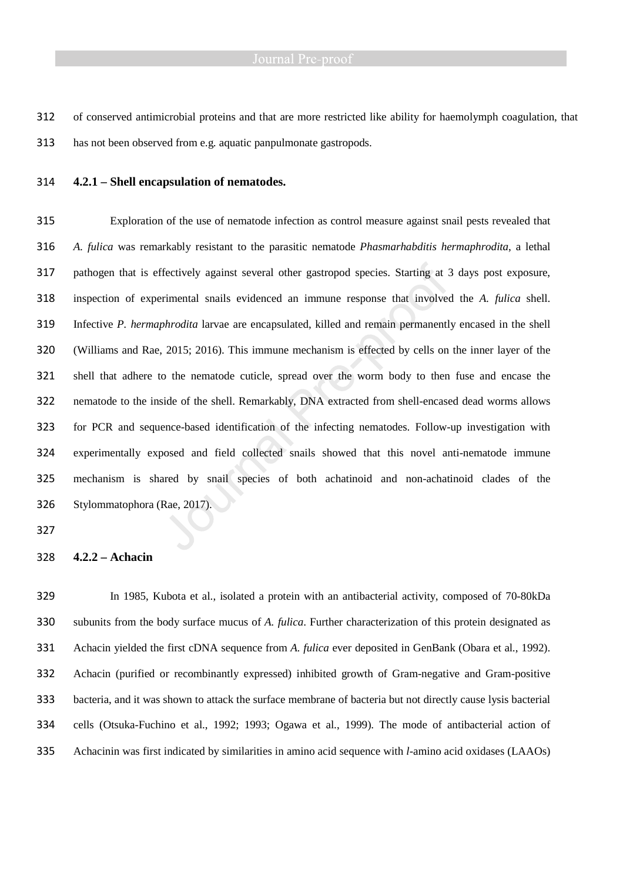of conserved antimicrobial proteins and that are more restricted like ability for haemolymph coagulation, that has not been observed from e.g. aquatic panpulmonate gastropods.

### 4.2.1 – Shell encapsulation of nematodes.

Exploration of the use of nematode infection as control measure against snail pests revealed that *A. fulica* was remarkably resistant to the parasitic nematode *Phasmarhabditis hermaphrodita*, a lethal pathogen that is effectively against several other gastropod species. Starting at 3 days post exposure, inspection of experimental snails evidenced an immune response that involved the *A. fulica* shell. Infective *P. hermaphrodita* larvae are encapsulated, killed and remain permanently encased in the shell (Williams and Rae, 2015; 2016). This immune mechanism is effected by cells on the inner layer of the shell that adhere to the nematode cuticle, spread over the worm body to then fuse and encase the nematode to the inside of the shell. Remarkably, DNA extracted from shell-encased dead worms allows for PCR and sequence-based identification of the infecting nematodes. Follow-up investigation with experimentally exposed and field collected snails showed that this novel anti-nematode immune mechanism is shared by snail species of both achatinoid and non-achatinoid clades of the Stylommatophora (Rae, 2017).

### 4.2.2 – Achacin

In 1985, Kubota et al., isolated a protein with an antibacterial activity, composed of 70-80kDa subunits from the body surface mucus of *A. fulica*. Further characterization of this protein designated as Achacin yielded the first cDNA sequence from *A. fulica* ever deposited in GenBank (Obara et al., 1992). Achacin (purified or recombinantly expressed) inhibited growth of Gram-negative and Gram-positive bacteria, and it was shown to attack the surface membrane of bacteria but not directly cause lysis bacterial cells (Otsuka-Fuchino et al., 1992; 1993; Ogawa et al., 1999). The mode of antibacterial action of Achacinin was first indicated by similarities in amino acid sequence with *l*-amino acid oxidases (LAAOs)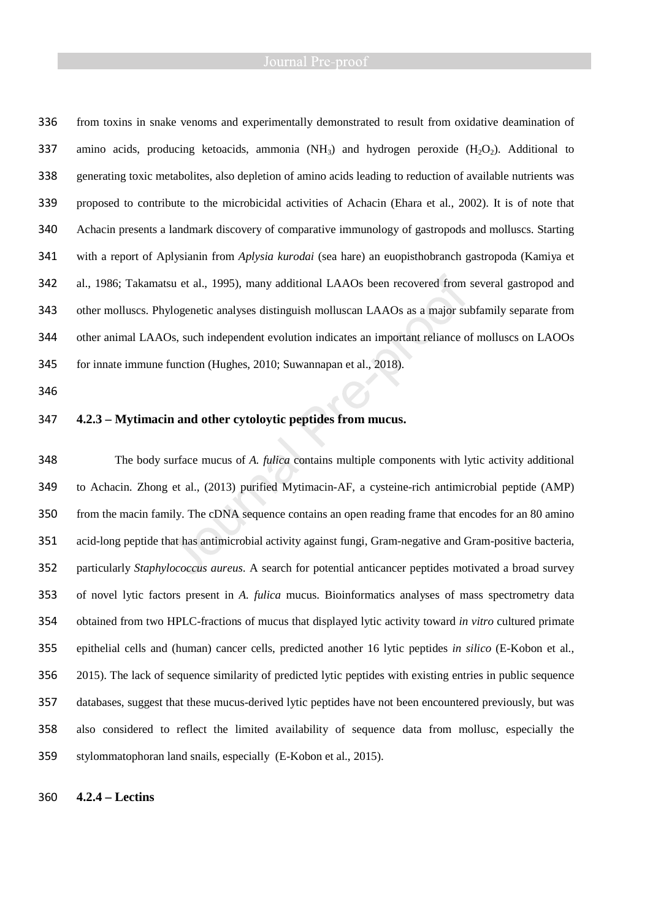from toxins in snake venoms and experimentally demonstrated to result from oxidative deamination of amino acids, producing ketoacids, ammonia ($NH_3$) and hydrogen peroxide ($H_2O_2$). Additional to generating toxic metabolites, also depletion of amino acids leading to reduction of available nutrients was proposed to contribute to the microbicidal activities of Achacin (Ehara et al., 2002). It is of note that Achacin presents a landmark discovery of comparative immunology of gastropods and molluscs. Starting with a report of Aplysianin from *Aplysia kurodai* (sea hare) an euopisthobranch gastropoda (Kamiya et al., 1986; Takamatsu et al., 1995), many additional LAAOs been recovered from several gastropod and other molluscs. Phylogenetic analyses distinguish molluscan LAAOs as a major subfamily separate from other animal LAAOs, such independent evolution indicates an important reliance of molluscs on LAOOs for innate immune function (Hughes, 2010; Suwannapan et al., 2018).

### 4.2.3 – Mytimacin and other cytoloytic peptides from mucus.

The body surface mucus of *A. fulica* contains multiple components with lytic activity additional to Achacin. Zhong et al., (2013) purified Mytimacin-AF, a cysteine-rich antimicrobial peptide (AMP) from the macin family. The cDNA sequence contains an open reading frame that encodes for an 80 amino acid-long peptide that has antimicrobial activity against fungi, Gram-negative and Gram-positive bacteria, particularly *Staphylococcus aureus*. A search for potential anticancer peptides motivated a broad survey of novel lytic factors present in *A. fulica* mucus. Bioinformatics analyses of mass spectrometry data obtained from two HPLC-fractions of mucus that displayed lytic activity toward *in vitro* cultured primate epithelial cells and (human) cancer cells, predicted another 16 lytic peptides *in silico* (E-Kobon et al., 2015). The lack of sequence similarity of predicted lytic peptides with existing entries in public sequence databases, suggest that these mucus-derived lytic peptides have not been encountered previously, but was also considered to reflect the limited availability of sequence data from mollusc, especially the stylommatophoran land snails, especially (E-Kobon et al., 2015).

### 4.2.4 – Lectins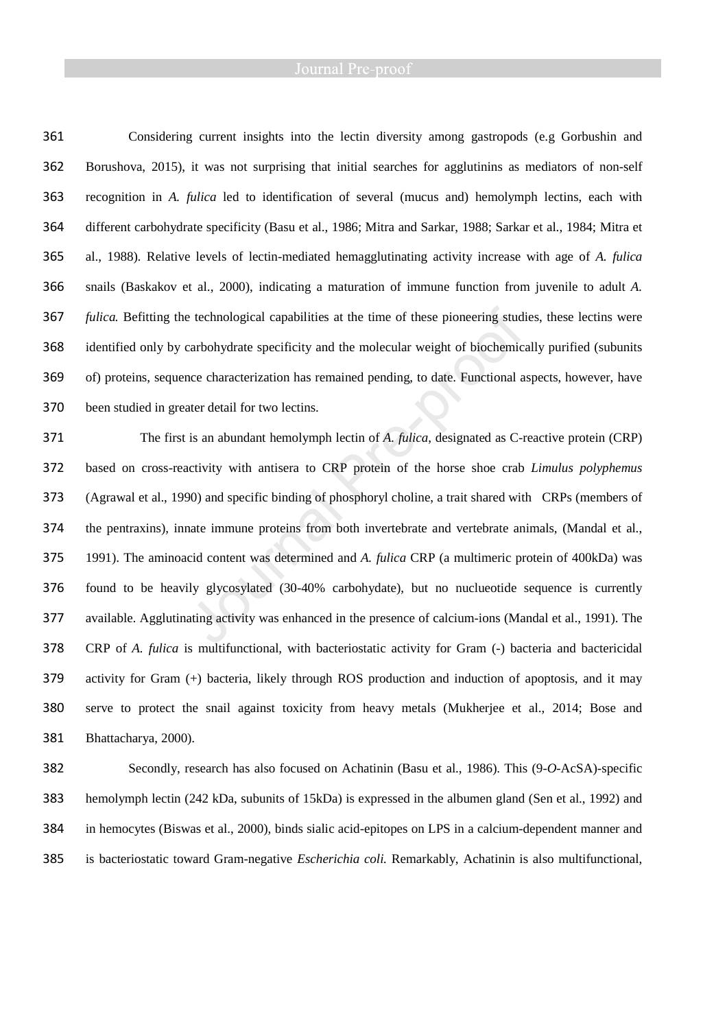Considering current insights into the lectin diversity among gastropods (e.g Gorbushin and Borushova, 2015), it was not surprising that initial searches for agglutinins as mediators of non-self recognition in *A. fulica* led to identification of several (mucus and) hemolymph lectins, each with different carbohydrate specificity (Basu et al., 1986; Mitra and Sarkar, 1988; Sarkar et al., 1984; Mitra et al., 1988). Relative levels of lectin-mediated hemagglutinating activity increase with age of *A. fulica* snails (Baskakov et al., 2000), indicating a maturation of immune function from juvenile to adult *A. fulica.* Befitting the technological capabilities at the time of these pioneering studies, these lectins were identified only by carbohydrate specificity and the molecular weight of biochemically purified (subunits of) proteins, sequence characterization has remained pending, to date. Functional aspects, however, have been studied in greater detail for two lectins.

The first is an abundant hemolymph lectin of *A. fulica*, designated as C-reactive protein (CRP) based on cross-reactivity with antisera to CRP protein of the horse shoe crab *Limulus polyphemus* (Agrawal et al., 1990) and specific binding of phosphoryl choline, a trait shared with CRPs (members of the pentraxins), innate immune proteins from both invertebrate and vertebrate animals, (Mandal et al., 1991). The aminoacid content was determined and *A. fulica* CRP (a multimeric protein of 400kDa) was found to be heavily glycosylated (30-40% carbohydate), but no nuclueotide sequence is currently available. Agglutinating activity was enhanced in the presence of calcium-ions (Mandal et al., 1991). The CRP of *A. fulica* is multifunctional, with bacteriostatic activity for Gram (-) bacteria and bactericidal activity for Gram (+) bacteria, likely through ROS production and induction of apoptosis, and it may serve to protect the snail against toxicity from heavy metals (Mukherjee et al., 2014; Bose and Bhattacharya, 2000).

Secondly, research has also focused on Achatinin (Basu et al., 1986). This (9-*O*-AcSA)-specific hemolymph lectin (242 kDa, subunits of 15kDa) is expressed in the albumen gland (Sen et al., 1992) and in hemocytes (Biswas et al., 2000), binds sialic acid-epitopes on LPS in a calcium-dependent manner and is bacteriostatic toward Gram-negative *Escherichia coli.* Remarkably, Achatinin is also multifunctional,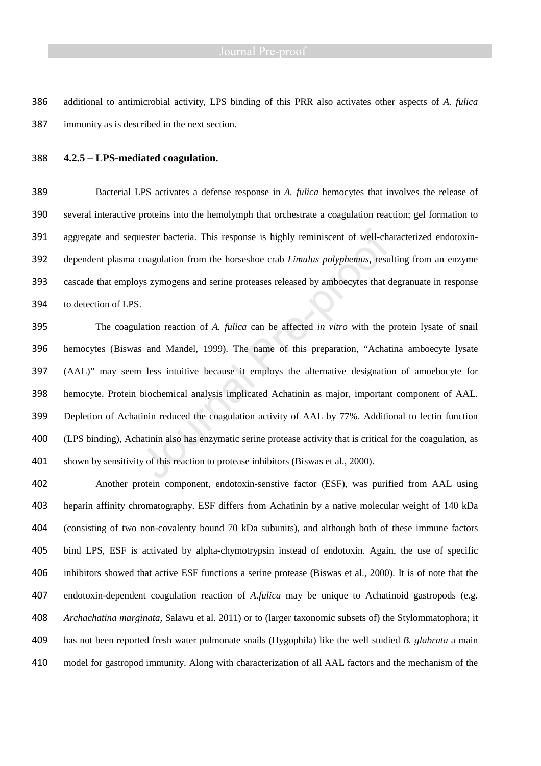additional to antimicrobial activity, LPS binding of this PRR also activates other aspects of *A. fulica* immunity as is described in the next section.

### 4.2.5 – LPS-mediated coagulation.

Bacterial LPS activates a defense response in *A. fulica* hemocytes that involves the release of several interactive proteins into the hemolymph that orchestrate a coagulation reaction; gel formation to aggregate and sequester bacteria. This response is highly reminiscent of well-characterized endotoxin-dependent plasma coagulation from the horseshoe crab *Limulus polyphemus*, resulting from an enzyme cascade that employs zymogens and serine proteases released by amboecytes that degranuate in response to detection of LPS.

The coagulation reaction of *A. fulica* can be affected *in vitro* with the protein lysate of snail hemocytes (Biswas and Mandel, 1999). The name of this preparation, "Achatina amboecyte lysate (AAL)" may seem less intuitive because it employs the alternative designation of amoebocyte for hemocyte. Protein biochemical analysis implicated Achatinin as major, important component of AAL. Depletion of Achatinin reduced the coagulation activity of AAL by 77%. Additional to lectin function (LPS binding), Achatinin also has enzymatic serine protease activity that is critical for the coagulation, as shown by sensitivity of this reaction to protease inhibitors (Biswas et al., 2000).

Another protein component, endotoxin-senstive factor (ESF), was purified from AAL using heparin affinity chromatography. ESF differs from Achatinin by a native molecular weight of 140 kDa (consisting of two non-covalenty bound 70 kDa subunits), and although both of these immune factors bind LPS, ESF is activated by alpha-chymotrypsin instead of endotoxin. Again, the use of specific inhibitors showed that active ESF functions a serine protease (Biswas et al., 2000). It is of note that the endotoxin-dependent coagulation reaction of *A.fulica* may be unique to Achatinoid gastropods (e.g. *Archachatina marginata*, Salawu et al. 2011) or to (larger taxonomic subsets of) the Stylommatophora; it has not been reported fresh water pulmonate snails (Hygophila) like the well studied *B. glabrata* a main model for gastropod immunity. Along with characterization of all AAL factors and the mechanism of the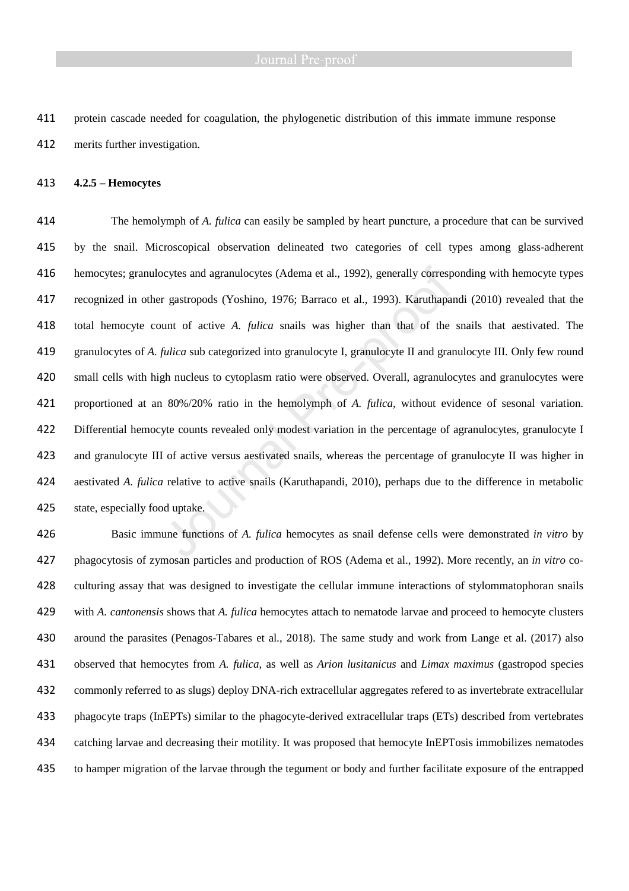protein cascade needed for coagulation, the phylogenetic distribution of this immate immune response merits further investigation.

**4.2.5 – Hemocytes**

The hemolymph of *A. fulica* can easily be sampled by heart puncture, a procedure that can be survived by the snail. Microscopical observation delineated two categories of cell types among glass-adherent hemocytes; granulocytes and agranulocytes (Adema et al., 1992), generally corresponding with hemocyte types recognized in other gastropods (Yoshino, 1976; Barraco et al., 1993). Karuthapandi (2010) revealed that the total hemocyte count of active *A. fulica* snails was higher than that of the snails that aestivated. The granulocytes of *A. fulica* sub categorized into granulocyte I, granulocyte II and granulocyte III. Only few round small cells with high nucleus to cytoplasm ratio were observed. Overall, agranulocytes and granulocytes were proportioned at an 80%/20% ratio in the hemolymph of *A. fulica*, without evidence of sesonal variation. Differential hemocyte counts revealed only modest variation in the percentage of agranulocytes, granulocyte I and granulocyte III of active versus aestivated snails, whereas the percentage of granulocyte II was higher in aestivated *A. fulica* relative to active snails (Karuthapandi, 2010), perhaps due to the difference in metabolic state, especially food uptake.

Basic immune functions of *A. fulica* hemocytes as snail defense cells were demonstrated *in vitro* by phagocytosis of zymosan particles and production of ROS (Adema et al., 1992). More recently, an *in vitro* co-culturing assay that was designed to investigate the cellular immune interactions of stylommatophoran snails with *A. cantonensis* shows that *A. fulica* hemocytes attach to nematode larvae and proceed to hemocyte clusters around the parasites (Penagos-Tabares et al., 2018). The same study and work from Lange et al. (2017) also observed that hemocytes from *A. fulica*, as well as *Arion lusitanicus* and *Limax maximus* (gastropod species commonly referred to as slugs) deploy DNA-rich extracellular aggregates refered to as invertebrate extracellular phagocyte traps (InEPTs) similar to the phagocyte-derived extracellular traps (ETs) described from vertebrates catching larvae and decreasing their motility. It was proposed that hemocyte InEPTosis immobilizes nematodes to hamper migration of the larvae through the tegument or body and further facilitate exposure of the entrapped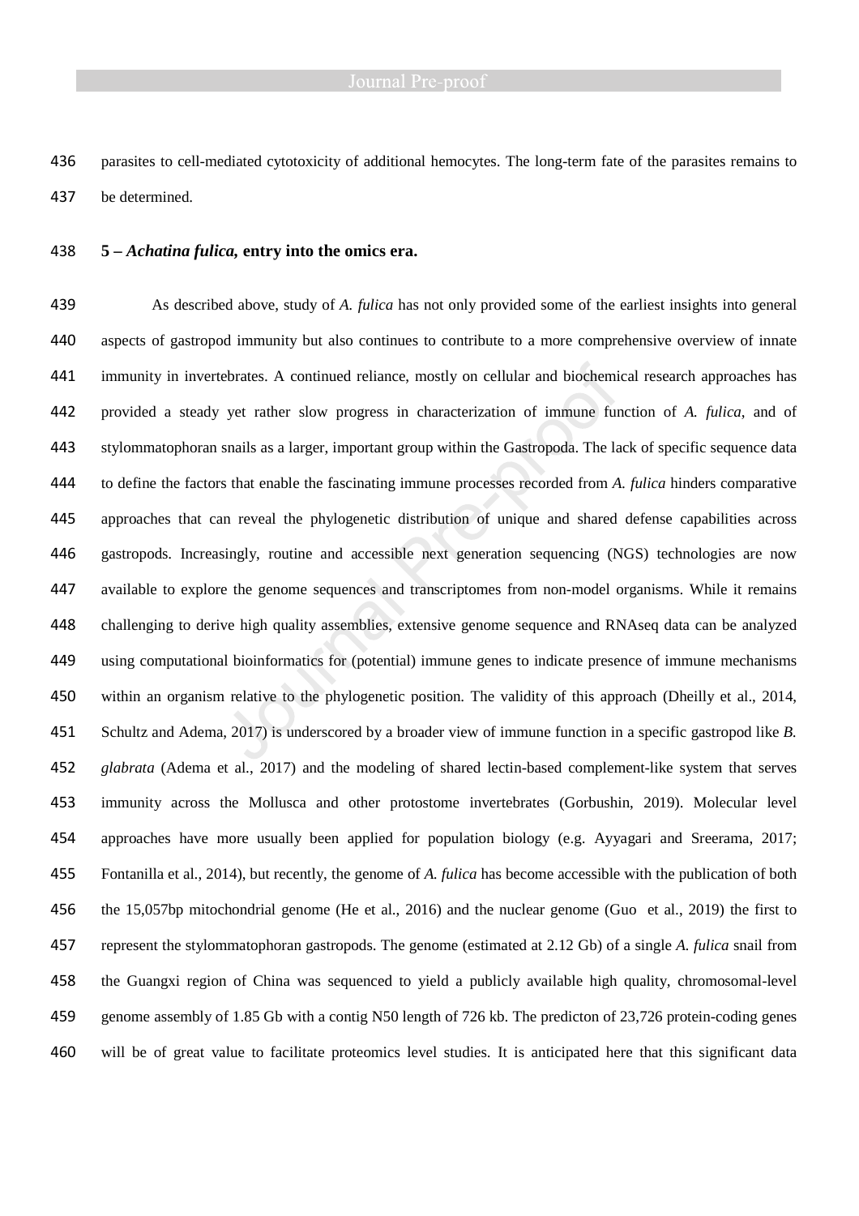parasites to cell-mediated cytotoxicity of additional hemocytes. The long-term fate of the parasites remains to be determined.

## 5 – *Achatina fulica*, entry into the omics era.

As described above, study of *A. fulica* has not only provided some of the earliest insights into general aspects of gastropod immunity but also continues to contribute to a more comprehensive overview of innate immunity in invertebrates. A continued reliance, mostly on cellular and biochemical research approaches has provided a steady yet rather slow progress in characterization of immune function of *A. fulica*, and of stylommatophoran snails as a larger, important group within the Gastropoda. The lack of specific sequence data to define the factors that enable the fascinating immune processes recorded from *A. fulica* hinders comparative approaches that can reveal the phylogenetic distribution of unique and shared defense capabilities across gastropods. Increasingly, routine and accessible next generation sequencing (NGS) technologies are now available to explore the genome sequences and transcriptomes from non-model organisms. While it remains challenging to derive high quality assemblies, extensive genome sequence and RNAseq data can be analyzed using computational bioinformatics for (potential) immune genes to indicate presence of immune mechanisms within an organism relative to the phylogenetic position. The validity of this approach (Dheilly et al., 2014, Schultz and Adema, 2017) is underscored by a broader view of immune function in a specific gastropod like *B. glabrata* (Adema et al., 2017) and the modeling of shared lectin-based complement-like system that serves immunity across the Mollusca and other protostome invertebrates (Gorbushin, 2019). Molecular level approaches have more usually been applied for population biology (e.g. Ayyagari and Sreerama, 2017; Fontanilla et al., 2014), but recently, the genome of *A. fulica* has become accessible with the publication of both the 15,057bp mitochondrial genome (He et al., 2016) and the nuclear genome (Guo et al., 2019) the first to represent the stylommatophoran gastropods. The genome (estimated at 2.12 Gb) of a single *A. fulica* snail from the Guangxi region of China was sequenced to yield a publicly available high quality, chromosomal-level genome assembly of 1.85 Gb with a contig N50 length of 726 kb. The predicton of 23,726 protein-coding genes will be of great value to facilitate proteomics level studies. It is anticipated here that this significant data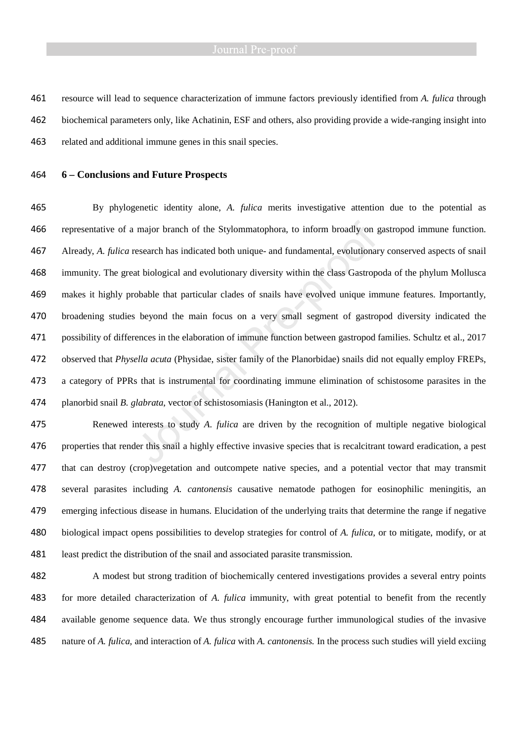resource will lead to sequence characterization of immune factors previously identified from *A. fulica* through biochemical parameters only, like Achatinin, ESF and others, also providing provide a wide-ranging insight into related and additional immune genes in this snail species.

## 6 – Conclusions and Future Prospects

By phylogenetic identity alone, *A. fulica* merits investigative attention due to the potential as representative of a major branch of the Stylommatophora, to inform broadly on gastropod immune function. Already, *A. fulica* research has indicated both unique- and fundamental, evolutionary conserved aspects of snail immunity. The great biological and evolutionary diversity within the class Gastropoda of the phylum Mollusca makes it highly probable that particular clades of snails have evolved unique immune features. Importantly, broadening studies beyond the main focus on a very small segment of gastropod diversity indicated the possibility of differences in the elaboration of immune function between gastropod families. Schultz et al., 2017 observed that *Physella acuta* (Physidae, sister family of the Planorbidae) snails did not equally employ FREPs, a category of PPRs that is instrumental for coordinating immune elimination of schistosome parasites in the planorbid snail *B. glabrata*, vector of schistosomiasis (Hanington et al., 2012).

Renewed interests to study *A. fulica* are driven by the recognition of multiple negative biological properties that render this snail a highly effective invasive species that is recalcitrant toward eradication, a pest that can destroy (crop)vegetation and outcompete native species, and a potential vector that may transmit several parasites including *A. cantonensis* causative nematode pathogen for eosinophilic meningitis, an emerging infectious disease in humans. Elucidation of the underlying traits that determine the range if negative biological impact opens possibilities to develop strategies for control of *A. fulica*, or to mitigate, modify, or at least predict the distribution of the snail and associated parasite transmission.

A modest but strong tradition of biochemically centered investigations provides a several entry points for more detailed characterization of *A. fulica* immunity, with great potential to benefit from the recently available genome sequence data. We thus strongly encourage further immunological studies of the invasive nature of *A. fulica*, and interaction of *A. fulica* with *A. cantonensis.* In the process such studies will yield exciing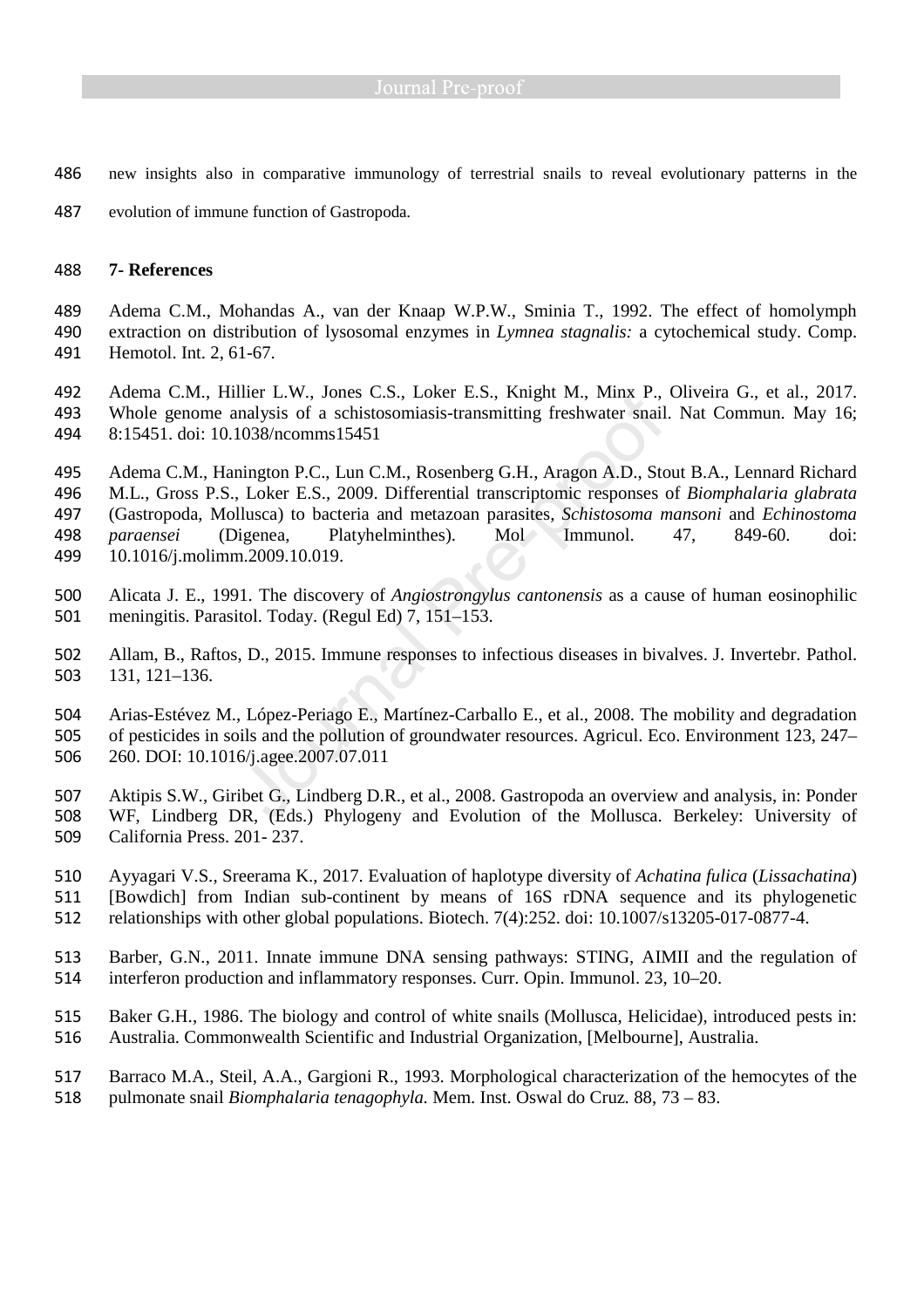new insights also in comparative immunology of terrestrial snails to reveal evolutionary patterns in the evolution of immune function of Gastropoda.

## 7- References

Adema C.M., Mohandas A., van der Knaap W.P.W., Sminia T., 1992. The effect of homolymph extraction on distribution of lysosomal enzymes in *Lymnea stagnalis:* a cytochemical study. Comp. Hemotol. Int. 2, 61-67.

Adema C.M., Hillier L.W., Jones C.S., Loker E.S., Knight M., Minx P., Oliveira G., et al., 2017. Whole genome analysis of a schistosomiasis-transmitting freshwater snail. Nat Commun. May 16; 8:15451. doi: 10.1038/ncomms15451

Adema C.M., Hanington P.C., Lun C.M., Rosenberg G.H., Aragon A.D., Stout B.A., Lennard Richard M.L., Gross P.S., Loker E.S., 2009. Differential transcriptomic responses of *Biomphalaria glabrata* (Gastropoda, Mollusca) to bacteria and metazoan parasites, *Schistosoma mansoni* and *Echinostoma paraensei* (Digenea, Platyhelminthes). Mol Immunol. 47, 849-60. doi: 10.1016/j.molimm.2009.10.019.

Alicata J. E., 1991. The discovery of *Angiostrongylus cantonensis* as a cause of human eosinophilic meningitis. Parasitol. Today. (Regul Ed) 7, 151–153.

Allam, B., Raftos, D., 2015. Immune responses to infectious diseases in bivalves. J. Invertebr. Pathol. 131, 121–136.

Arias-Estévez M., López-Periago E., Martínez-Carballo E., et al., 2008. The mobility and degradation of pesticides in soils and the pollution of groundwater resources. Agricul. Eco. Environment 123, 247–260. DOI: 10.1016/j.agee.2007.07.011

Aktipis S.W., Giribet G., Lindberg D.R., et al., 2008. Gastropoda an overview and analysis, in: Ponder WF, Lindberg DR, (Eds.) Phylogeny and Evolution of the Mollusca. Berkeley: University of California Press. 201- 237.

Ayyagari V.S., Sreerama K., 2017. Evaluation of haplotype diversity of *Achatina fulica* (*Lissachatina*) [Bowdich] from Indian sub-continent by means of 16S rDNA sequence and its phylogenetic relationships with other global populations. Biotech. 7(4):252. doi: 10.1007/s13205-017-0877-4.

Barber, G.N., 2011. Innate immune DNA sensing pathways: STING, AIMII and the regulation of interferon production and inflammatory responses. Curr. Opin. Immunol. 23, 10–20.

Baker G.H., 1986. The biology and control of white snails (Mollusca, Helicidae), introduced pests in: Australia. Commonwealth Scientific and Industrial Organization, [Melbourne], Australia.

Barraco M.A., Steil, A.A., Gargioni R., 1993. Morphological characterization of the hemocytes of the pulmonate snail *Biomphalaria tenagophyla.* Mem. Inst. Oswal do Cruz. 88, 73 – 83.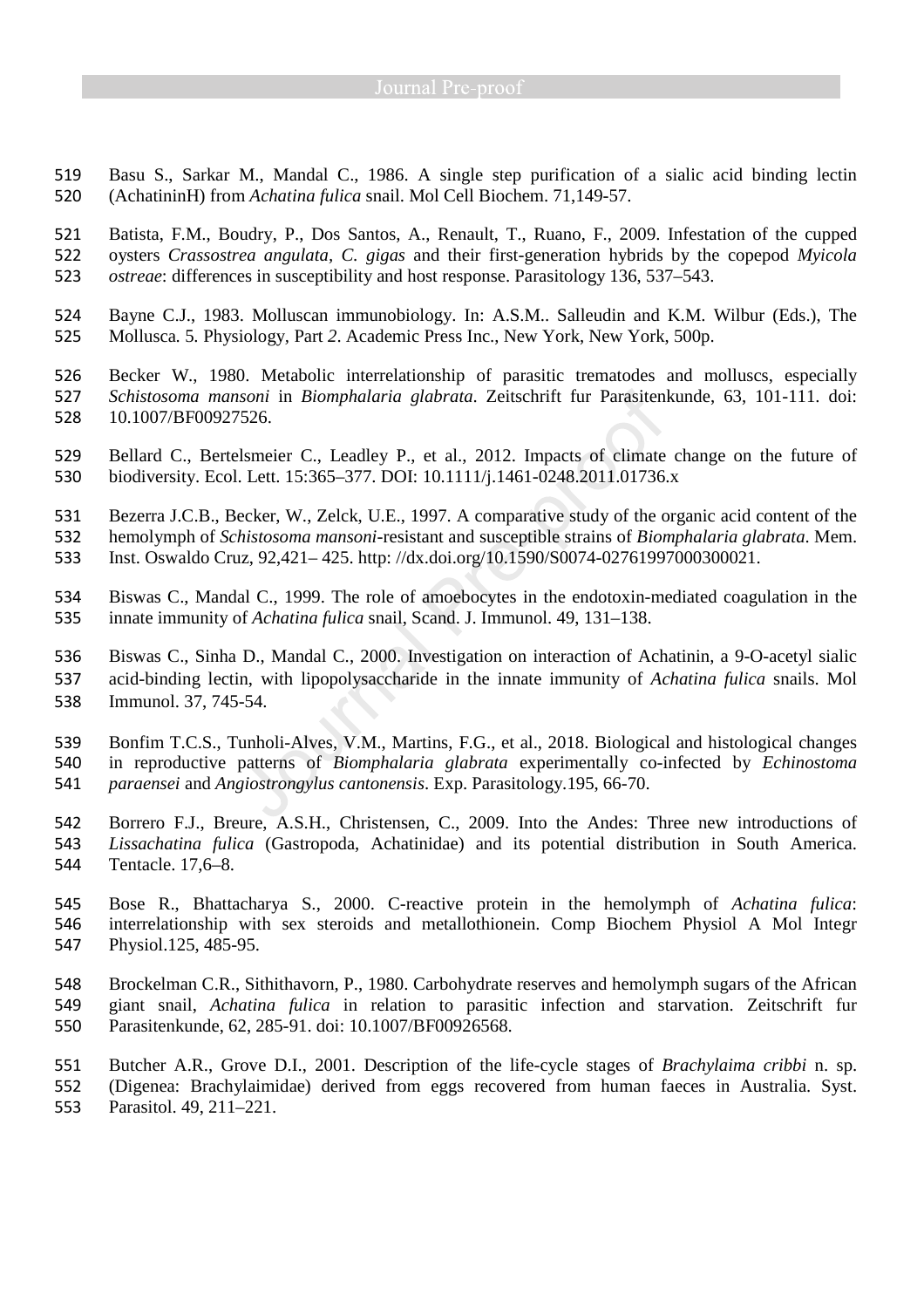Basu S., Sarkar M., Mandal C., 1986. A single step purification of a sialic acid binding lectin (AchatininH) from *Achatina fulica* snail. Mol Cell Biochem. 71,149-57.

Batista, F.M., Boudry, P., Dos Santos, A., Renault, T., Ruano, F., 2009. Infestation of the cupped oysters *Crassostrea angulata*, *C. gigas* and their first-generation hybrids by the copepod *Myicola ostreae*: differences in susceptibility and host response. Parasitology 136, 537–543.

Bayne C.J., 1983. Molluscan immunobiology. In: A.S.M.. Salleudin and K.M. Wilbur (Eds.), The Mollusca*.* 5. Physiology*,* Part *2*. Academic Press Inc., New York, New York, 500p.

Becker W., 1980. Metabolic interrelationship of parasitic trematodes and molluscs, especially *Schistosoma mansoni* in *Biomphalaria glabrata*. Zeitschrift fur Parasitenkunde, 63, 101-111. doi: 10.1007/BF00927526.

Bellard C., Bertelsmeier C., Leadley P., et al., 2012. Impacts of climate change on the future of biodiversity. Ecol. Lett. 15:365–377. DOI: 10.1111/j.1461-0248.2011.01736.x

Bezerra J.C.B., Becker, W., Zelck, U.E., 1997. A comparative study of the organic acid content of the hemolymph of *Schistosoma mansoni*-resistant and susceptible strains of *Biomphalaria glabrata*. Mem. Inst. Oswaldo Cruz, 92,421– 425. http: //dx.doi.org/10.1590/S0074-02761997000300021.

Biswas C., Mandal C., 1999. The role of amoebocytes in the endotoxin-mediated coagulation in the innate immunity of *Achatina fulica* snail, Scand. J. Immunol. 49, 131–138.

Biswas C., Sinha D., Mandal C., 2000. Investigation on interaction of Achatinin, a 9-O-acetyl sialic acid-binding lectin, with lipopolysaccharide in the innate immunity of *Achatina fulica* snails. Mol Immunol. 37, 745-54.

Bonfim T.C.S., Tunholi-Alves, V.M., Martins, F.G., et al., 2018. Biological and histological changes in reproductive patterns of *Biomphalaria glabrata* experimentally co-infected by *Echinostoma paraensei* and *Angiostrongylus cantonensis*. Exp. Parasitology.195, 66-70.

Borrero F.J., Breure, A.S.H., Christensen, C., 2009. Into the Andes: Three new introductions of *Lissachatina fulica* (Gastropoda, Achatinidae) and its potential distribution in South America. Tentacle. 17,6–8.

Bose R., Bhattacharya S., 2000. C-reactive protein in the hemolymph of *Achatina fulica*: interrelationship with sex steroids and metallothionein. Comp Biochem Physiol A Mol Integr Physiol.125, 485-95.

Brockelman C.R., Sithithavorn, P., 1980. Carbohydrate reserves and hemolymph sugars of the African giant snail, *Achatina fulica* in relation to parasitic infection and starvation. Zeitschrift fur Parasitenkunde, 62, 285-91. doi: 10.1007/BF00926568.

Butcher A.R., Grove D.I., 2001. Description of the life-cycle stages of *Brachylaima cribbi* n. sp. (Digenea: Brachylaimidae) derived from eggs recovered from human faeces in Australia. Syst. Parasitol. 49, 211–221.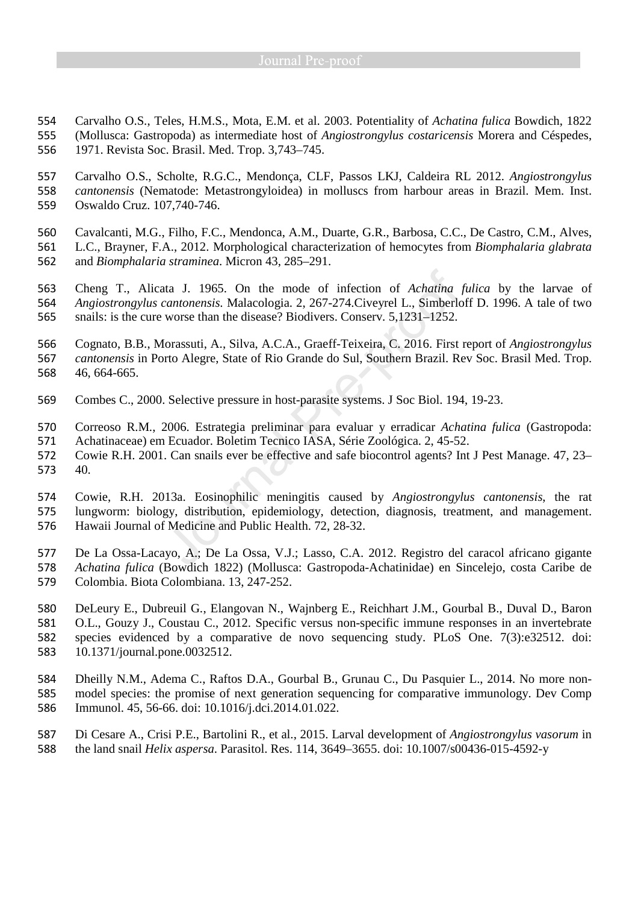Carvalho O.S., Teles, H.M.S., Mota, E.M. et al. 2003. Potentiality of *Achatina fulica* Bowdich, 1822 (Mollusca: Gastropoda) as intermediate host of *Angiostrongylus costaricensis* Morera and Céspedes, 1971. Revista Soc. Brasil. Med. Trop. 3,743–745.

Carvalho O.S., Scholte, R.G.C., Mendonça, CLF, Passos LKJ, Caldeira RL 2012. *Angiostrongylus cantonensis* (Nematode: Metastrongyloidea) in molluscs from harbour areas in Brazil. Mem. Inst. Oswaldo Cruz. 107,740-746.

Cavalcanti, M.G., Filho, F.C., Mendonca, A.M., Duarte, G.R., Barbosa, C.C., De Castro, C.M., Alves, L.C., Brayner, F.A., 2012. Morphological characterization of hemocytes from *Biomphalaria glabrata* and *Biomphalaria straminea*. Micron 43, 285–291.

Cheng T., Alicata J. 1965. On the mode of infection of *Achatina fulica* by the larvae of *Angiostrongylus cantonensis*. Malacologia. 2, 267-274.Civeyrel L., Simberloff D. 1996. A tale of two snails: is the cure worse than the disease? Biodivers. Conserv. 5,1231–1252.

Cognato, B.B., Morassuti, A., Silva, A.C.A., Graeff-Teixeira, C. 2016. First report of *Angiostrongylus cantonensis* in Porto Alegre, State of Rio Grande do Sul, Southern Brazil. Rev Soc. Brasil Med. Trop. 46, 664-665.

Combes C., 2000. Selective pressure in host-parasite systems. J Soc Biol. 194, 19-23.

Correoso R.M., 2006. Estrategia preliminar para evaluar y erradicar *Achatina fulica* (Gastropoda: Achatinaceae) em Ecuador. Boletim Tecnico IASA, Série Zoológica. 2, 45-52.

Cowie R.H. 2001. Can snails ever be effective and safe biocontrol agents? Int J Pest Manage. 47, 23–40.

Cowie, R.H. 2013a. Eosinophilic meningitis caused by *Angiostrongylus cantonensis*, the rat lungworm: biology, distribution, epidemiology, detection, diagnosis, treatment, and management. Hawaii Journal of Medicine and Public Health. 72, 28-32.

De La Ossa-Lacayo, A.; De La Ossa, V.J.; Lasso, C.A. 2012. Registro del caracol africano gigante *Achatina fulica* (Bowdich 1822) (Mollusca: Gastropoda-Achatinidae) en Sincelejo, costa Caribe de Colombia. Biota Colombiana. 13, 247-252.

DeLeury E., Dubreuil G., Elangovan N., Wajnberg E., Reichhart J.M., Gourbal B., Duval D., Baron O.L., Gouzy J., Coustau C., 2012. Specific versus non-specific immune responses in an invertebrate species evidenced by a comparative de novo sequencing study. PLoS One. 7(3):e32512. doi: 10.1371/journal.pone.0032512.

Dheilly N.M., Adema C., Raftos D.A., Gourbal B., Grunau C., Du Pasquier L., 2014. No more non-model species: the promise of next generation sequencing for comparative immunology. Dev Comp Immunol. 45, 56-66. doi: 10.1016/j.dci.2014.01.022.

Di Cesare A., Crisi P.E., Bartolini R., et al., 2015. Larval development of *Angiostrongylus vasorum* in the land snail *Helix aspersa*. Parasitol. Res. 114, 3649–3655. doi: 10.1007/s00436-015-4592-y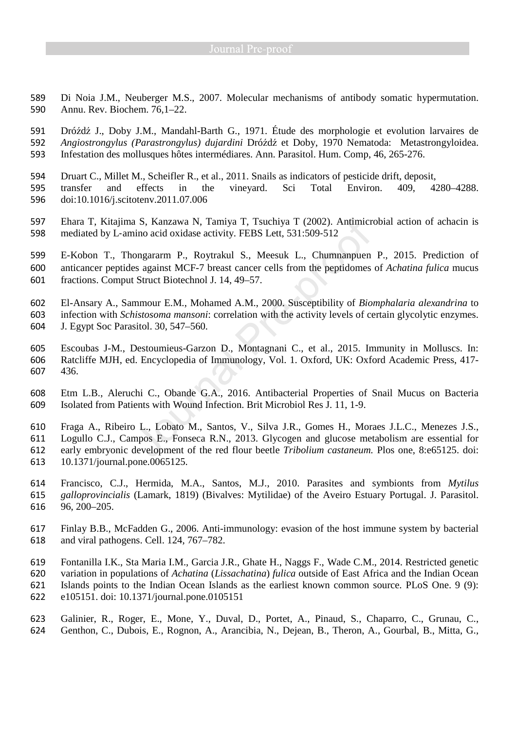Di Noia J.M., Neuberger M.S., 2007. Molecular mechanisms of antibody somatic hypermutation. Annu. Rev. Biochem. 76,1–22.

Dróżdż J., Doby J.M., Mandahl-Barth G., 1971. Étude des morphologie et evolution larvaires de *Angiostrongylus (Parastrongylus) dujardini* Dróżdż et Doby, 1970 Nematoda: Metastrongyloidea. Infestation des mollusques hôtes intermédiares. Ann. Parasitol. Hum. Comp, 46, 265-276.

Druart C., Millet M., Scheifler R., et al., 2011. Snails as indicators of pesticide drift, deposit, transfer and effects in the vineyard. Sci Total Environ. 409, 4280–4288. doi:10.1016/j.scitotenv.2011.07.006

Ehara T, Kitajima S, Kanzawa N, Tamiya T, Tsuchiya T (2002). Antimicrobial action of achacin is mediated by L-amino acid oxidase activity. FEBS Lett, 531:509-512

E-Kobon T., Thongararm P., Roytrakul S., Meesuk L., Chumnanpuen P., 2015. Prediction of anticancer peptides against MCF-7 breast cancer cells from the peptidomes of *Achatina fulica* mucus fractions. Comput Struct Biotechnol J. 14, 49–57.

El-Ansary A., Sammour E.M., Mohamed A.M., 2000. Susceptibility of *Biomphalaria alexandrina* to infection with *Schistosoma mansoni*: correlation with the activity levels of certain glycolytic enzymes. J. Egypt Soc Parasitol. 30, 547–560.

Escoubas J-M., Destoumieus-Garzon D., Montagnani C., et al., 2015. Immunity in Molluscs. In: Ratcliffe MJH, ed. Encyclopedia of Immunology, Vol. 1. Oxford, UK: Oxford Academic Press, 417-436.

Etm L.B., Aleruchi C., Obande G.A., 2016. Antibacterial Properties of Snail Mucus on Bacteria Isolated from Patients with Wound Infection. Brit Microbiol Res J. 11, 1-9.

Fraga A., Ribeiro L., Lobato M., Santos, V., Silva J.R., Gomes H., Moraes J.L.C., Menezes J.S., Logullo C.J., Campos E., Fonseca R.N., 2013. Glycogen and glucose metabolism are essential for early embryonic development of the red flour beetle *Tribolium castaneum.* Plos one, 8:e65125. doi: 10.1371/journal.pone.0065125.

Francisco, C.J., Hermida, M.A., Santos, M.J., 2010. Parasites and symbionts from *Mytilus galloprovincialis* (Lamark, 1819) (Bivalves: Mytilidae) of the Aveiro Estuary Portugal. J. Parasitol. 96, 200–205.

Finlay B.B., McFadden G., 2006. Anti-immunology: evasion of the host immune system by bacterial and viral pathogens. Cell. 124, 767–782.

Fontanilla I.K., Sta Maria I.M., Garcia J.R., Ghate H., Naggs F., Wade C.M., 2014. Restricted genetic variation in populations of *Achatina* (*Lissachatina*) *fulica* outside of East Africa and the Indian Ocean Islands points to the Indian Ocean Islands as the earliest known common source. PLoS One. 9 (9): e105151. doi: 10.1371/journal.pone.0105151

Galinier, R., Roger, E., Mone, Y., Duval, D., Portet, A., Pinaud, S., Chaparro, C., Grunau, C., Genthon, C., Dubois, E., Rognon, A., Arancibia, N., Dejean, B., Theron, A., Gourbal, B., Mitta, G.,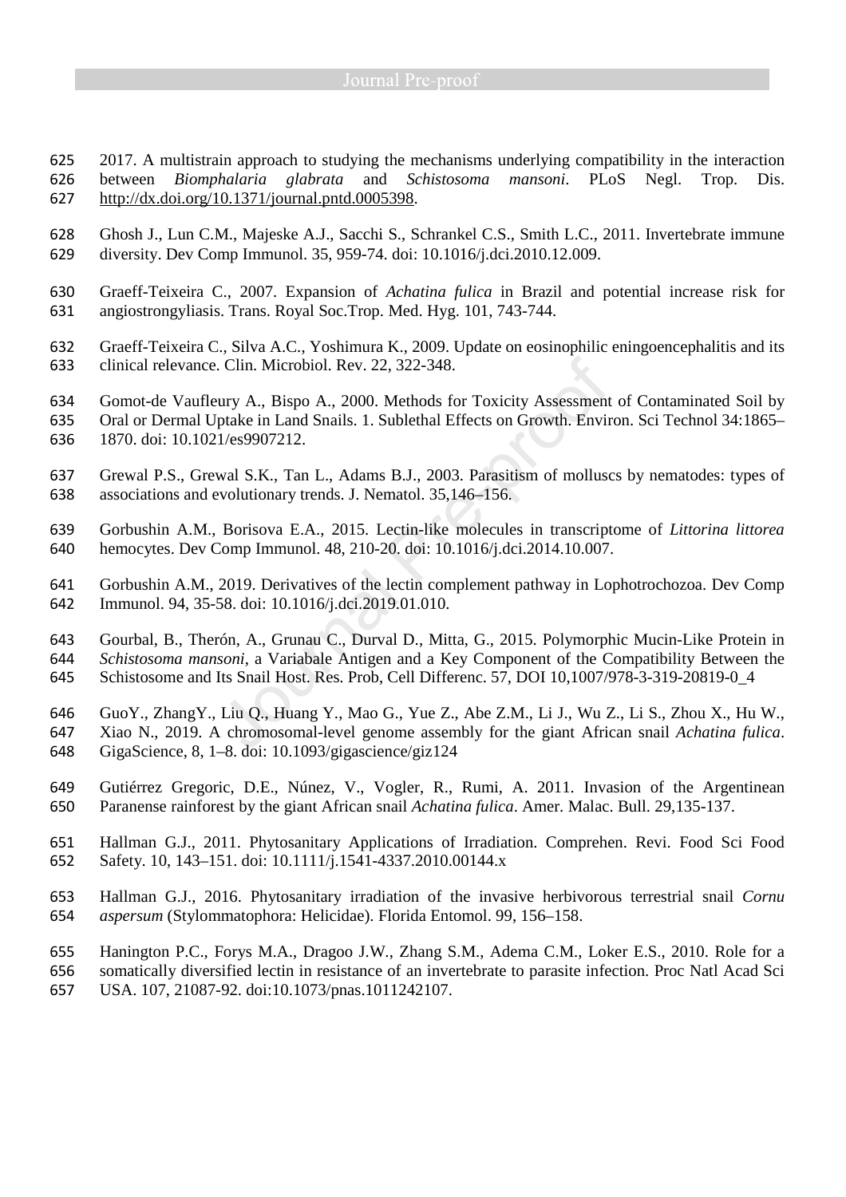2017. A multistrain approach to studying the mechanisms underlying compatibility in the interaction between *Biomphalaria glabrata* and *Schistosoma mansoni*. PLoS Negl. Trop. Dis. http://dx.doi.org/10.1371/journal.pntd.0005398.

Ghosh J., Lun C.M., Majeske A.J., Sacchi S., Schrankel C.S., Smith L.C., 2011. Invertebrate immune diversity. Dev Comp Immunol. 35, 959-74. doi: 10.1016/j.dci.2010.12.009.

Graeff-Teixeira C., 2007. Expansion of *Achatina fulica* in Brazil and potential increase risk for angiostrongyliasis. Trans. Royal Soc.Trop. Med. Hyg. 101, 743-744.

Graeff-Teixeira C., Silva A.C., Yoshimura K., 2009. Update on eosinophilic eningoencephalitis and its clinical relevance. Clin. Microbiol. Rev. 22, 322-348.

Gomot-de Vaufleury A., Bispo A., 2000. Methods for Toxicity Assessment of Contaminated Soil by Oral or Dermal Uptake in Land Snails. 1. Sublethal Effects on Growth. Environ. Sci Technol 34:1865–1870. doi: 10.1021/es9907212.

Grewal P.S., Grewal S.K., Tan L., Adams B.J., 2003. Parasitism of molluscs by nematodes: types of associations and evolutionary trends. J. Nematol. 35,146–156.

Gorbushin A.M., Borisova E.A., 2015. Lectin-like molecules in transcriptome of *Littorina littorea* hemocytes. Dev Comp Immunol. 48, 210-20. doi: 10.1016/j.dci.2014.10.007.

Gorbushin A.M., 2019. Derivatives of the lectin complement pathway in Lophotrochozoa. Dev Comp Immunol. 94, 35-58. doi: 10.1016/j.dci.2019.01.010.

Gourbal, B., Therón, A., Grunau C., Durval D., Mitta, G., 2015. Polymorphic Mucin-Like Protein in *Schistosoma mansoni*, a Variabale Antigen and a Key Component of the Compatibility Between the Schistosome and Its Snail Host. Res. Prob, Cell Differenc. 57, DOI 10,1007/978-3-319-20819-0_4

GuoY., ZhangY., Liu Q., Huang Y., Mao G., Yue Z., Abe Z.M., Li J., Wu Z., Li S., Zhou X., Hu W., Xiao N., 2019. A chromosomal-level genome assembly for the giant African snail *Achatina fulica*. GigaScience, 8, 1–8. doi: 10.1093/gigascience/giz124

Gutiérrez Gregoric, D.E., Núnez, V., Vogler, R., Rumi, A. 2011. Invasion of the Argentinean Paranense rainforest by the giant African snail *Achatina fulica*. Amer. Malac. Bull. 29,135-137.

Hallman G.J., 2011. Phytosanitary Applications of Irradiation. Comprehen. Revi. Food Sci Food Safety. 10, 143–151. doi: 10.1111/j.1541-4337.2010.00144.x

Hallman G.J., 2016. Phytosanitary irradiation of the invasive herbivorous terrestrial snail *Cornu aspersum* (Stylommatophora: Helicidae). Florida Entomol. 99, 156–158.

Hanington P.C., Forys M.A., Dragoo J.W., Zhang S.M., Adema C.M., Loker E.S., 2010. Role for a somatically diversified lectin in resistance of an invertebrate to parasite infection. Proc Natl Acad Sci USA. 107, 21087-92. doi:10.1073/pnas.1011242107.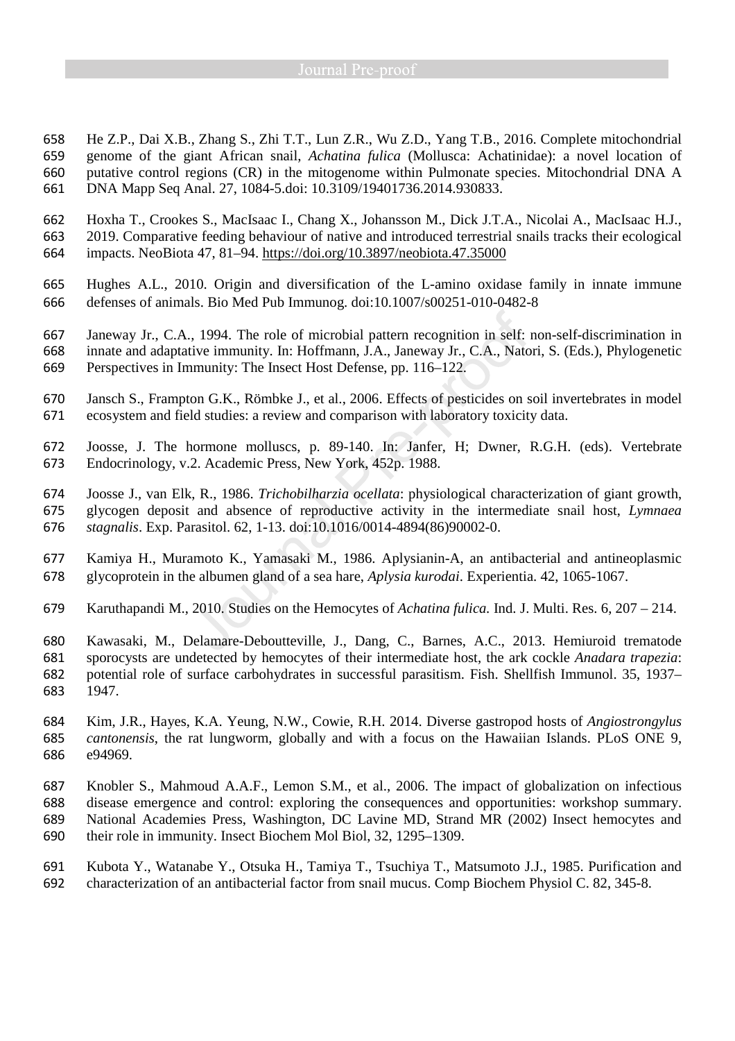He Z.P., Dai X.B., Zhang S., Zhi T.T., Lun Z.R., Wu Z.D., Yang T.B., 2016. Complete mitochondrial genome of the giant African snail, *Achatina fulica* (Mollusca: Achatinidae): a novel location of putative control regions (CR) in the mitogenome within Pulmonate species. Mitochondrial DNA A DNA Mapp Seq Anal. 27, 1084-5.doi: 10.3109/19401736.2014.930833.

Hoxha T., Crookes S., MacIsaac I., Chang X., Johansson M., Dick J.T.A., Nicolai A., MacIsaac H.J., 2019. Comparative feeding behaviour of native and introduced terrestrial snails tracks their ecological impacts. NeoBiota 47, 81–94. https://doi.org/10.3897/neobiota.47.35000

Hughes A.L., 2010. Origin and diversification of the L-amino oxidase family in innate immune defenses of animals. Bio Med Pub Immunog. doi:10.1007/s00251-010-0482-8

Janeway Jr., C.A., 1994. The role of microbial pattern recognition in self: non-self-discrimination in innate and adaptative immunity. In: Hoffmann, J.A., Janeway Jr., C.A., Natori, S. (Eds.), Phylogenetic Perspectives in Immunity: The Insect Host Defense, pp. 116–122.

Jansch S., Frampton G.K., Römbke J., et al., 2006. Effects of pesticides on soil invertebrates in model ecosystem and field studies: a review and comparison with laboratory toxicity data.

Joosse, J. The hormone molluscs, p. 89-140. In: Janfer, H; Dwner, R.G.H. (eds). Vertebrate Endocrinology, v.2. Academic Press, New York, 452p. 1988.

Joosse J., van Elk, R., 1986. *Trichobilharzia ocellata*: physiological characterization of giant growth, glycogen deposit and absence of reproductive activity in the intermediate snail host, *Lymnaea stagnalis*. Exp. Parasitol. 62, 1-13. doi:10.1016/0014-4894(86)90002-0.

Kamiya H., Muramoto K., Yamasaki M., 1986. Aplysianin-A, an antibacterial and antineoplasmic glycoprotein in the albumen gland of a sea hare, *Aplysia kurodai*. Experientia. 42, 1065-1067.

Karuthapandi M., 2010. Studies on the Hemocytes of *Achatina fulica.* Ind. J. Multi. Res. 6, 207 – 214.

Kawasaki, M., Delamare-Deboutteville, J., Dang, C., Barnes, A.C., 2013. Hemiuroid trematode sporocysts are undetected by hemocytes of their intermediate host, the ark cockle *Anadara trapezia*: potential role of surface carbohydrates in successful parasitism. Fish. Shellfish Immunol. 35, 1937–1947.

Kim, J.R., Hayes, K.A. Yeung, N.W., Cowie, R.H. 2014. Diverse gastropod hosts of *Angiostrongylus cantonensis*, the rat lungworm, globally and with a focus on the Hawaiian Islands. PLoS ONE 9, e94969.

Knobler S., Mahmoud A.A.F., Lemon S.M., et al., 2006. The impact of globalization on infectious disease emergence and control: exploring the consequences and opportunities: workshop summary. National Academies Press, Washington, DC Lavine MD, Strand MR (2002) Insect hemocytes and their role in immunity. Insect Biochem Mol Biol, 32, 1295–1309.

Kubota Y., Watanabe Y., Otsuka H., Tamiya T., Tsuchiya T., Matsumoto J.J., 1985. Purification and characterization of an antibacterial factor from snail mucus. Comp Biochem Physiol C. 82, 345-8.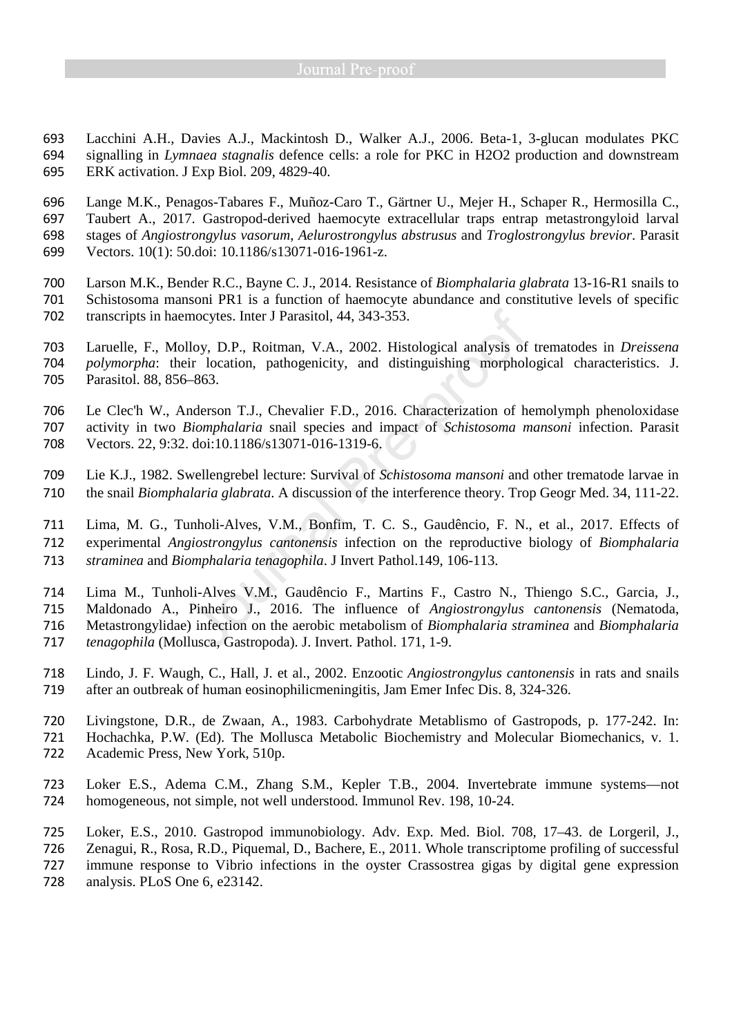Lacchini A.H., Davies A.J., Mackintosh D., Walker A.J., 2006. Beta-1, 3-glucan modulates PKC signalling in *Lymnaea stagnalis* defence cells: a role for PKC in H2O2 production and downstream ERK activation. J Exp Biol. 209, 4829-40.

Lange M.K., Penagos-Tabares F., Muñoz-Caro T., Gärtner U., Mejer H., Schaper R., Hermosilla C., Taubert A., 2017. Gastropod-derived haemocyte extracellular traps entrap metastrongyloid larval stages of *Angiostrongylus vasorum*, *Aelurostrongylus abstrusus* and *Troglostrongylus brevior*. Parasit Vectors. 10(1): 50.doi: 10.1186/s13071-016-1961-z.

Larson M.K., Bender R.C., Bayne C. J., 2014. Resistance of *Biomphalaria glabrata* 13-16-R1 snails to Schistosoma mansoni PR1 is a function of haemocyte abundance and constitutive levels of specific transcripts in haemocytes. Inter J Parasitol, 44, 343-353.

Laruelle, F., Molloy, D.P., Roitman, V.A., 2002. Histological analysis of trematodes in *Dreissena polymorpha*: their location, pathogenicity, and distinguishing morphological characteristics. J. Parasitol. 88, 856–863.

Le Clec'h W., Anderson T.J., Chevalier F.D., 2016. Characterization of hemolymph phenoloxidase activity in two *Biomphalaria* snail species and impact of *Schistosoma mansoni* infection. Parasit Vectors. 22, 9:32. doi:10.1186/s13071-016-1319-6.

Lie K.J., 1982. Swellengrebel lecture: Survival of *Schistosoma mansoni* and other trematode larvae in the snail *Biomphalaria glabrata*. A discussion of the interference theory. Trop Geogr Med. 34, 111-22.

Lima, M. G., Tunholi-Alves, V.M., Bonfim, T. C. S., Gaudêncio, F. N., et al., 2017. Effects of experimental *Angiostrongylus cantonensis* infection on the reproductive biology of *Biomphalaria straminea* and *Biomphalaria tenagophila*. J Invert Pathol.149, 106-113.

Lima M., Tunholi-Alves V.M., Gaudêncio F., Martins F., Castro N., Thiengo S.C., Garcia, J., Maldonado A., Pinheiro J., 2016. The influence of *Angiostrongylus cantonensis* (Nematoda, Metastrongylidae) infection on the aerobic metabolism of *Biomphalaria straminea* and *Biomphalaria tenagophila* (Mollusca, Gastropoda). J. Invert. Pathol. 171, 1-9.

Lindo, J. F. Waugh, C., Hall, J. et al., 2002. Enzootic *Angiostrongylus cantonensis* in rats and snails after an outbreak of human eosinophilicmeningitis, Jam Emer Infec Dis. 8, 324-326.

Livingstone, D.R., de Zwaan, A., 1983. Carbohydrate Metablismo of Gastropods, p. 177-242. In: Hochachka, P.W. (Ed). The Mollusca Metabolic Biochemistry and Molecular Biomechanics, v. 1. Academic Press, New York, 510p.

Loker E.S., Adema C.M., Zhang S.M., Kepler T.B., 2004. Invertebrate immune systems—not homogeneous, not simple, not well understood. Immunol Rev. 198, 10-24.

Loker, E.S., 2010. Gastropod immunobiology. Adv. Exp. Med. Biol. 708, 17–43. de Lorgeril, J., Zenagui, R., Rosa, R.D., Piquemal, D., Bachere, E., 2011. Whole transcriptome profiling of successful immune response to Vibrio infections in the oyster Crassostrea gigas by digital gene expression analysis. PLoS One 6, e23142.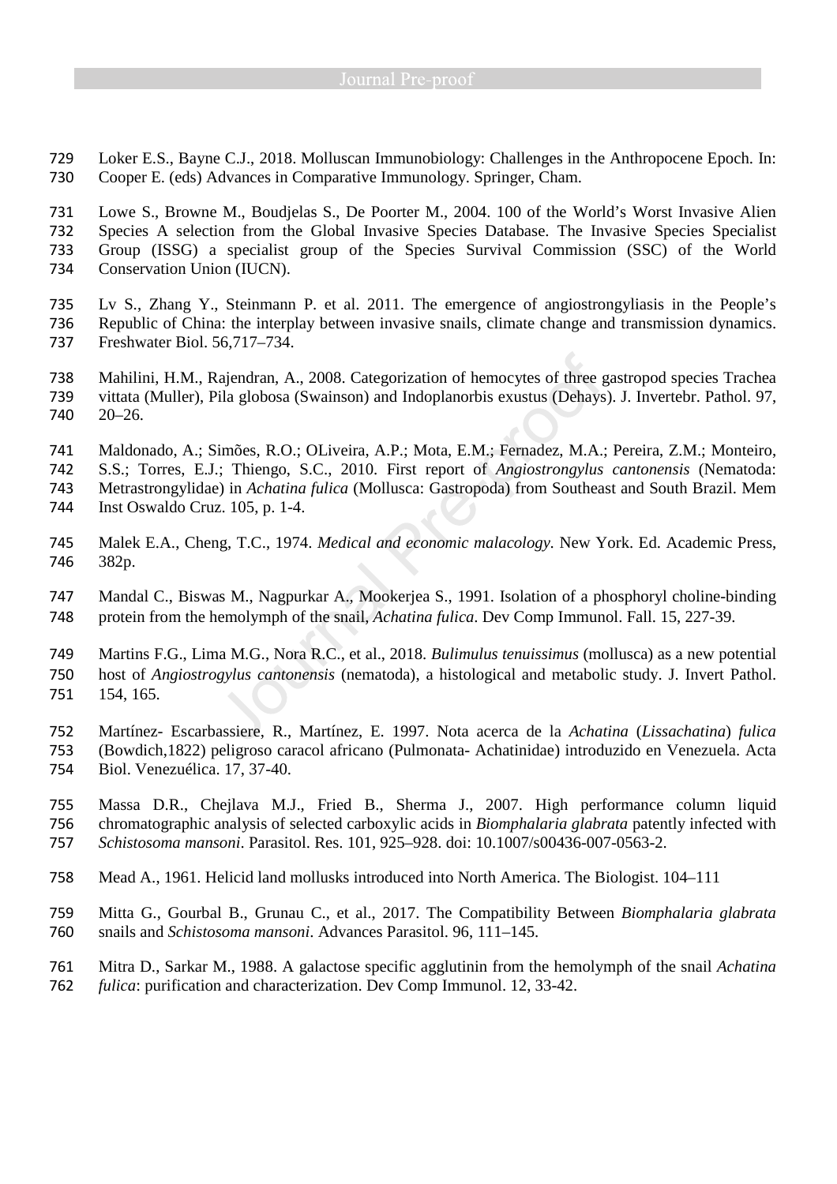Loker E.S., Bayne C.J., 2018. Molluscan Immunobiology: Challenges in the Anthropocene Epoch. In: Cooper E. (eds) Advances in Comparative Immunology. Springer, Cham.

Lowe S., Browne M., Boudjelas S., De Poorter M., 2004. 100 of the World's Worst Invasive Alien Species A selection from the Global Invasive Species Database. The Invasive Species Specialist Group (ISSG) a specialist group of the Species Survival Commission (SSC) of the World Conservation Union (IUCN).

Lv S., Zhang Y., Steinmann P. et al. 2011. The emergence of angiostrongyliasis in the People's Republic of China: the interplay between invasive snails, climate change and transmission dynamics. Freshwater Biol. 56,717–734.

Mahilini, H.M., Rajendran, A., 2008. Categorization of hemocytes of three gastropod species Trachea vittata (Muller), Pila globosa (Swainson) and Indoplanorbis exustus (Dehays). J. Invertebr. Pathol. 97, 20–26.

Maldonado, A.; Simões, R.O.; OLiveira, A.P.; Mota, E.M.; Fernadez, M.A.; Pereira, Z.M.; Monteiro, S.S.; Torres, E.J.; Thiengo, S.C., 2010. First report of *Angiostrongylus cantonensis* (Nematoda: Metrastrongylidae) in *Achatina fulica* (Mollusca: Gastropoda) from Southeast and South Brazil. Mem Inst Oswaldo Cruz. 105, p. 1-4.

Malek E.A., Cheng, T.C., 1974. *Medical and economic malacology.* New York. Ed. Academic Press, 382p.

Mandal C., Biswas M., Nagpurkar A., Mookerjea S., 1991. Isolation of a phosphoryl choline-binding protein from the hemolymph of the snail, *Achatina fulica*. Dev Comp Immunol. Fall. 15, 227-39.

Martins F.G., Lima M.G., Nora R.C., et al., 2018. *Bulimulus tenuissimus* (mollusca) as a new potential host of *Angiostrogylus cantonensis* (nematoda), a histological and metabolic study. J. Invert Pathol. 154, 165.

Martínez- Escarbassiere, R., Martínez, E. 1997. Nota acerca de la *Achatina* (*Lissachatina*) *fulica* (Bowdich,1822) peligroso caracol africano (Pulmonata- Achatinidae) introduzido en Venezuela. Acta Biol. Venezuélica. 17, 37-40.

Massa D.R., Chejlava M.J., Fried B., Sherma J., 2007. High performance column liquid chromatographic analysis of selected carboxylic acids in *Biomphalaria glabrata* patently infected with *Schistosoma mansoni*. Parasitol. Res. 101, 925–928. doi: 10.1007/s00436-007-0563-2.

Mead A., 1961. Helicid land mollusks introduced into North America. The Biologist. 104–111

Mitta G., Gourbal B., Grunau C., et al., 2017. The Compatibility Between *Biomphalaria glabrata* snails and *Schistosoma mansoni*. Advances Parasitol. 96, 111–145.

Mitra D., Sarkar M., 1988. A galactose specific agglutinin from the hemolymph of the snail *Achatina fulica*: purification and characterization. Dev Comp Immunol. 12, 33-42.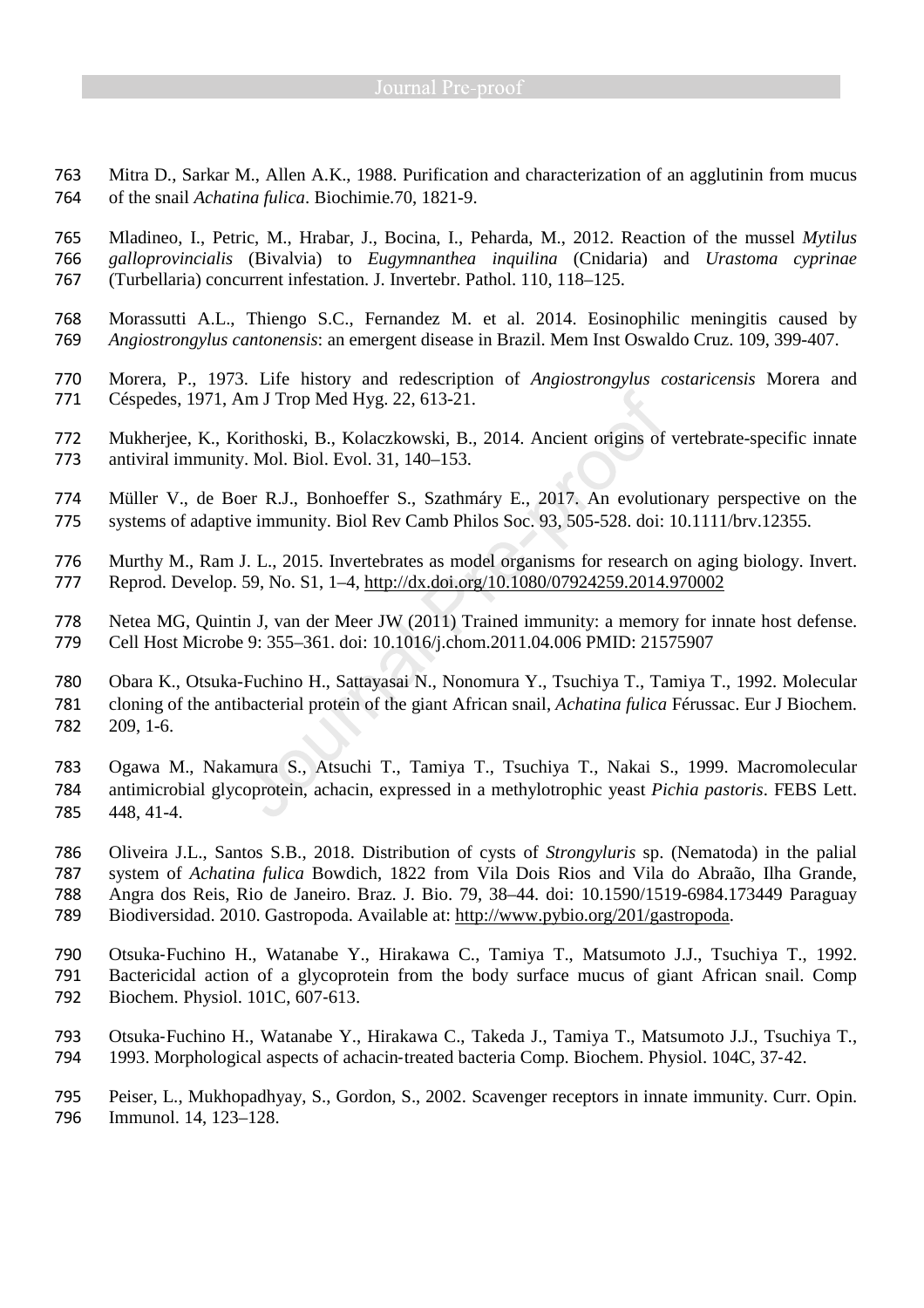Mitra D., Sarkar M., Allen A.K., 1988. Purification and characterization of an agglutinin from mucus of the snail *Achatina fulica*. Biochimie.70, 1821-9.

Mladineo, I., Petric, M., Hrabar, J., Bocina, I., Peharda, M., 2012. Reaction of the mussel *Mytilus galloprovincialis* (Bivalvia) to *Eugymnanthea inquilina* (Cnidaria) and *Urastoma cyprinae* (Turbellaria) concurrent infestation. J. Invertebr. Pathol. 110, 118–125.

Morassutti A.L., Thiengo S.C., Fernandez M. et al. 2014. Eosinophilic meningitis caused by *Angiostrongylus cantonensis*: an emergent disease in Brazil. Mem Inst Oswaldo Cruz. 109, 399-407.

Morera, P., 1973. Life history and redescription of *Angiostrongylus costaricensis* Morera and Céspedes, 1971, Am J Trop Med Hyg. 22, 613-21.

Mukherjee, K., Korithoski, B., Kolaczkowski, B., 2014. Ancient origins of vertebrate-specific innate antiviral immunity. Mol. Biol. Evol. 31, 140–153.

Müller V., de Boer R.J., Bonhoeffer S., Szathmáry E., 2017. An evolutionary perspective on the systems of adaptive immunity. Biol Rev Camb Philos Soc. 93, 505-528. doi: 10.1111/brv.12355.

Murthy M., Ram J. L., 2015. Invertebrates as model organisms for research on aging biology. Invert. Reprod. Develop. 59, No. S1, 1–4, http://dx.doi.org/10.1080/07924259.2014.970002

Netea MG, Quintin J, van der Meer JW (2011) Trained immunity: a memory for innate host defense. Cell Host Microbe 9: 355–361. doi: 10.1016/j.chom.2011.04.006 PMID: 21575907

Obara K., Otsuka-Fuchino H., Sattayasai N., Nonomura Y., Tsuchiya T., Tamiya T., 1992. Molecular cloning of the antibacterial protein of the giant African snail, *Achatina fulica* Férussac. Eur J Biochem. 209, 1-6.

Ogawa M., Nakamura S., Atsuchi T., Tamiya T., Tsuchiya T., Nakai S., 1999. Macromolecular antimicrobial glycoprotein, achacin, expressed in a methylotrophic yeast *Pichia pastoris*. FEBS Lett. 448, 41-4.

Oliveira J.L., Santos S.B., 2018. Distribution of cysts of *Strongyluris* sp. (Nematoda) in the palial system of *Achatina fulica* Bowdich, 1822 from Vila Dois Rios and Vila do Abraão, Ilha Grande, Angra dos Reis, Rio de Janeiro. Braz. J. Bio. 79, 38–44. doi: 10.1590/1519-6984.173449 Paraguay Biodiversidad. 2010. Gastropoda. Available at: http://www.pybio.org/201/gastropoda.

Otsuka-Fuchino H., Watanabe Y., Hirakawa C., Tamiya T., Matsumoto J.J., Tsuchiya T., 1992. Bactericidal action of a glycoprotein from the body surface mucus of giant African snail. Comp Biochem. Physiol. 101C, 607-613.

Otsuka-Fuchino H., Watanabe Y., Hirakawa C., Takeda J., Tamiya T., Matsumoto J.J., Tsuchiya T., 1993. Morphological aspects of achacin-treated bacteria Comp. Biochem. Physiol. 104C, 37-42.

Peiser, L., Mukhopadhyay, S., Gordon, S., 2002. Scavenger receptors in innate immunity. Curr. Opin. Immunol. 14, 123–128.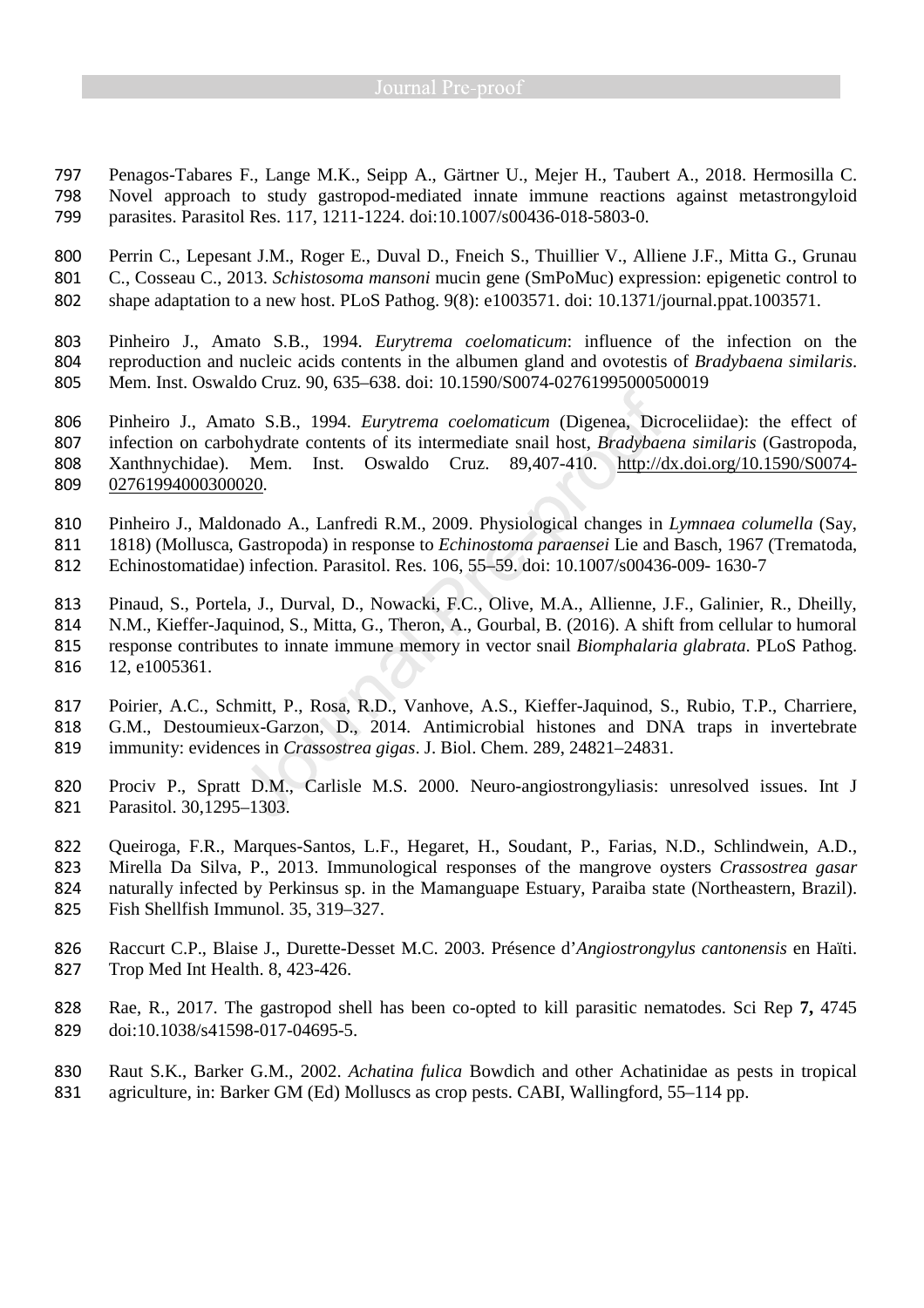Penagos-Tabares F., Lange M.K., Seipp A., Gärtner U., Mejer H., Taubert A., 2018. Hermosilla C. Novel approach to study gastropod-mediated innate immune reactions against metastrongyloid parasites. Parasitol Res. 117, 1211-1224. doi:10.1007/s00436-018-5803-0.

Perrin C., Lepesant J.M., Roger E., Duval D., Fneich S., Thuillier V., Alliene J.F., Mitta G., Grunau C., Cosseau C., 2013. *Schistosoma mansoni* mucin gene (SmPoMuc) expression: epigenetic control to shape adaptation to a new host. PLoS Pathog. 9(8): e1003571. doi: 10.1371/journal.ppat.1003571.

Pinheiro J., Amato S.B., 1994. *Eurytrema coelomaticum*: influence of the infection on the reproduction and nucleic acids contents in the albumen gland and ovotestis of *Bradybaena similaris*. Mem. Inst. Oswaldo Cruz. 90, 635–638. doi: 10.1590/S0074-02761995000500019

Pinheiro J., Amato S.B., 1994. *Eurytrema coelomaticum* (Digenea, Dicroceliidae): the effect of infection on carbohydrate contents of its intermediate snail host, *Bradybaena similaris* (Gastropoda, Xanthnychidae). Mem. Inst. Oswaldo Cruz. 89,407-410. http://dx.doi.org/10.1590/S0074-02761994000300020.

Pinheiro J., Maldonado A., Lanfredi R.M., 2009. Physiological changes in *Lymnaea columella* (Say, 1818) (Mollusca, Gastropoda) in response to *Echinostoma paraensei* Lie and Basch, 1967 (Trematoda, Echinostomatidae) infection. Parasitol. Res. 106, 55–59. doi: 10.1007/s00436-009- 1630-7

Pinaud, S., Portela, J., Durval, D., Nowacki, F.C., Olive, M.A., Allienne, J.F., Galinier, R., Dheilly, N.M., Kieffer-Jaquinod, S., Mitta, G., Theron, A., Gourbal, B. (2016). A shift from cellular to humoral response contributes to innate immune memory in vector snail *Biomphalaria glabrata*. PLoS Pathog. 12, e1005361.

Poirier, A.C., Schmitt, P., Rosa, R.D., Vanhove, A.S., Kieffer-Jaquinod, S., Rubio, T.P., Charriere, G.M., Destoumieux-Garzon, D., 2014. Antimicrobial histones and DNA traps in invertebrate immunity: evidences in *Crassostrea gigas*. J. Biol. Chem. 289, 24821–24831.

Prociv P., Spratt D.M., Carlisle M.S. 2000. Neuro-angiostrongyliasis: unresolved issues. Int J Parasitol. 30,1295–1303.

Queiroga, F.R., Marques-Santos, L.F., Hegaret, H., Soudant, P., Farias, N.D., Schlindwein, A.D., Mirella Da Silva, P., 2013. Immunological responses of the mangrove oysters *Crassostrea gasar* naturally infected by Perkinsus sp. in the Mamanguape Estuary, Paraiba state (Northeastern, Brazil). Fish Shellfish Immunol. 35, 319–327.

Raccurt C.P., Blaise J., Durette-Desset M.C. 2003. Présence d'*Angiostrongylus cantonensis* en Haïti. Trop Med Int Health. 8, 423-426.

Rae, R., 2017. The gastropod shell has been co-opted to kill parasitic nematodes. Sci Rep **7,** 4745 doi:10.1038/s41598-017-04695-5.

Raut S.K., Barker G.M., 2002. *Achatina fulica* Bowdich and other Achatinidae as pests in tropical agriculture, in: Barker GM (Ed) Molluscs as crop pests. CABI, Wallingford, 55–114 pp.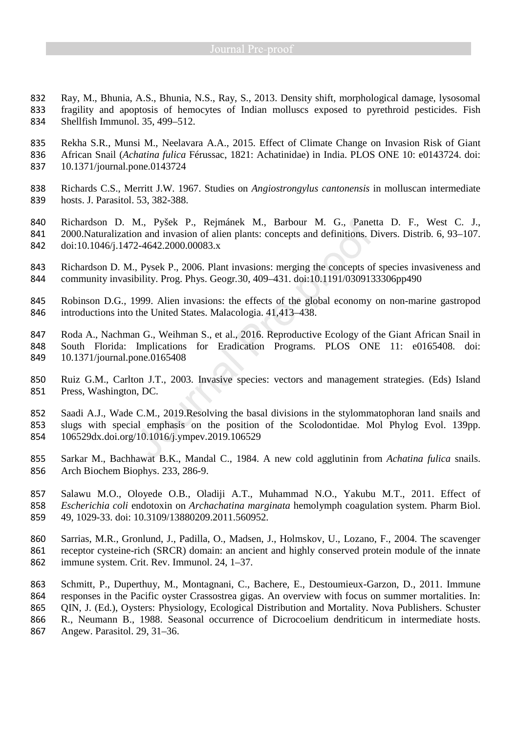Ray, M., Bhunia, A.S., Bhunia, N.S., Ray, S., 2013. Density shift, morphological damage, lysosomal fragility and apoptosis of hemocytes of Indian molluscs exposed to pyrethroid pesticides. Fish Shellfish Immunol. 35, 499–512.

Rekha S.R., Munsi M., Neelavara A.A., 2015. Effect of Climate Change on Invasion Risk of Giant African Snail (*Achatina fulica* Férussac, 1821: Achatinidae) in India. PLOS ONE 10: e0143724. doi: 10.1371/journal.pone.0143724

Richards C.S., Merritt J.W. 1967. Studies on *Angiostrongylus cantonensis* in molluscan intermediate hosts. J. Parasitol. 53, 382-388.

Richardson D. M., Pyšek P., Rejmánek M., Barbour M. G., Panetta D. F., West C. J., 2000.Naturalization and invasion of alien plants: concepts and definitions. Divers. Distrib. 6, 93–107. doi:10.1046/j.1472-4642.2000.00083.x

Richardson D. M., Pysek P., 2006. Plant invasions: merging the concepts of species invasiveness and community invasibility. Prog. Phys. Geogr.30, 409–431. doi:10.1191/0309133306pp490

Robinson D.G., 1999. Alien invasions: the effects of the global economy on non-marine gastropod introductions into the United States. Malacologia. 41,413–438.

Roda A., Nachman G., Weihman S., et al., 2016. Reproductive Ecology of the Giant African Snail in South Florida: Implications for Eradication Programs. PLOS ONE 11: e0165408. doi: 10.1371/journal.pone.0165408

Ruiz G.M., Carlton J.T., 2003. Invasive species: vectors and management strategies. (Eds) Island Press, Washington, DC.

Saadi A.J., Wade C.M., 2019.Resolving the basal divisions in the stylommatophoran land snails and slugs with special emphasis on the position of the Scolodontidae. Mol Phylog Evol. 139pp. 106529dx.doi.org/10.1016/j.ympev.2019.106529

Sarkar M., Bachhawat B.K., Mandal C., 1984. A new cold agglutinin from *Achatina fulica* snails. Arch Biochem Biophys. 233, 286-9.

Salawu M.O., Oloyede O.B., Oladiji A.T., Muhammad N.O., Yakubu M.T., 2011. Effect of *Escherichia coli* endotoxin on *Archachatina marginata* hemolymph coagulation system. Pharm Biol. 49, 1029-33. doi: 10.3109/13880209.2011.560952.

Sarrias, M.R., Gronlund, J., Padilla, O., Madsen, J., Holmskov, U., Lozano, F., 2004. The scavenger receptor cysteine-rich (SRCR) domain: an ancient and highly conserved protein module of the innate immune system. Crit. Rev. Immunol. 24, 1–37.

Schmitt, P., Duperthuy, M., Montagnani, C., Bachere, E., Destoumieux-Garzon, D., 2011. Immune responses in the Pacific oyster Crassostrea gigas. An overview with focus on summer mortalities. In: QIN, J. (Ed.), Oysters: Physiology, Ecological Distribution and Mortality. Nova Publishers. Schuster R., Neumann B., 1988. Seasonal occurrence of Dicrocoelium dendriticum in intermediate hosts. Angew. Parasitol. 29, 31–36.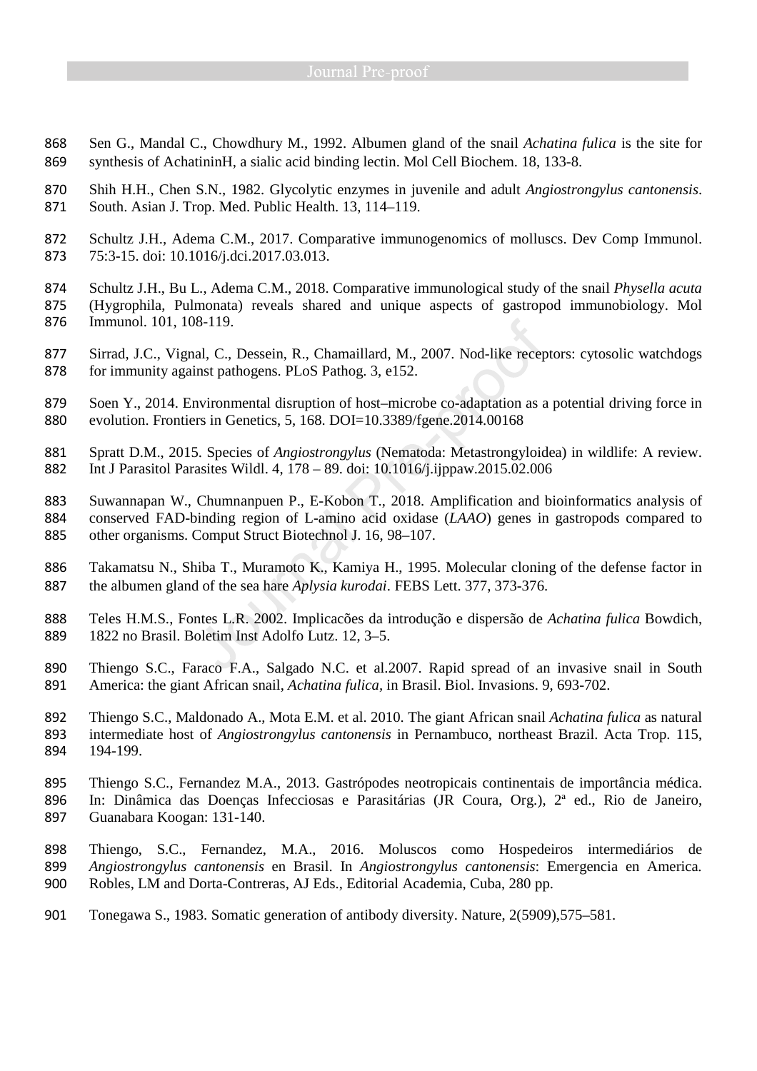Sen G., Mandal C., Chowdhury M., 1992. Albumen gland of the snail *Achatina fulica* is the site for synthesis of AchatininH, a sialic acid binding lectin. Mol Cell Biochem. 18, 133-8.

Shih H.H., Chen S.N., 1982. Glycolytic enzymes in juvenile and adult *Angiostrongylus cantonensis*. South. Asian J. Trop. Med. Public Health. 13, 114–119.

Schultz J.H., Adema C.M., 2017. Comparative immunogenomics of molluscs. Dev Comp Immunol. 75:3-15. doi: 10.1016/j.dci.2017.03.013.

Schultz J.H., Bu L., Adema C.M., 2018. Comparative immunological study of the snail *Physella acuta* (Hygrophila, Pulmonata) reveals shared and unique aspects of gastropod immunobiology. Mol Immunol. 101, 108-119.

Sirrad, J.C., Vignal, C., Dessein, R., Chamaillard, M., 2007. Nod-like receptors: cytosolic watchdogs for immunity against pathogens. PLoS Pathog. 3, e152.

Soen Y., 2014. Environmental disruption of host–microbe co-adaptation as a potential driving force in evolution. Frontiers in Genetics, 5, 168. DOI=10.3389/fgene.2014.00168

Spratt D.M., 2015. Species of *Angiostrongylus* (Nematoda: Metastrongyloidea) in wildlife: A review. Int J Parasitol Parasites Wildl. 4, 178 – 89. doi: 10.1016/j.ijppaw.2015.02.006

Suwannapan W., Chumnanpuen P., E-Kobon T., 2018. Amplification and bioinformatics analysis of conserved FAD-binding region of L-amino acid oxidase (*LAAO*) genes in gastropods compared to other organisms. Comput Struct Biotechnol J. 16, 98–107.

Takamatsu N., Shiba T., Muramoto K., Kamiya H., 1995. Molecular cloning of the defense factor in the albumen gland of the sea hare *Aplysia kurodai*. FEBS Lett. 377, 373-376.

Teles H.M.S., Fontes L.R. 2002. Implicacões da introdução e dispersão de *Achatina fulica* Bowdich, 1822 no Brasil. Boletim Inst Adolfo Lutz. 12, 3–5.

Thiengo S.C., Faraco F.A., Salgado N.C. et al.2007. Rapid spread of an invasive snail in South America: the giant African snail, *Achatina fulica*, in Brasil. Biol. Invasions. 9, 693-702.

Thiengo S.C., Maldonado A., Mota E.M. et al. 2010. The giant African snail *Achatina fulica* as natural intermediate host of *Angiostrongylus cantonensis* in Pernambuco, northeast Brazil. Acta Trop. 115, 194-199.

Thiengo S.C., Fernandez M.A., 2013. Gastrópodes neotropicais continentais de importância médica. In: Dinâmica das Doenças Infecciosas e Parasitárias (JR Coura, Org.), 2ª ed., Rio de Janeiro, Guanabara Koogan: 131-140.

Thiengo, S.C., Fernandez, M.A., 2016. Moluscos como Hospedeiros intermediários de *Angiostrongylus cantonensis* en Brasil. In *Angiostrongylus cantonensis*: Emergencia en America. Robles, LM and Dorta-Contreras, AJ Eds., Editorial Academia, Cuba, 280 pp.

Tonegawa S., 1983. Somatic generation of antibody diversity. Nature, 2(5909),575–581.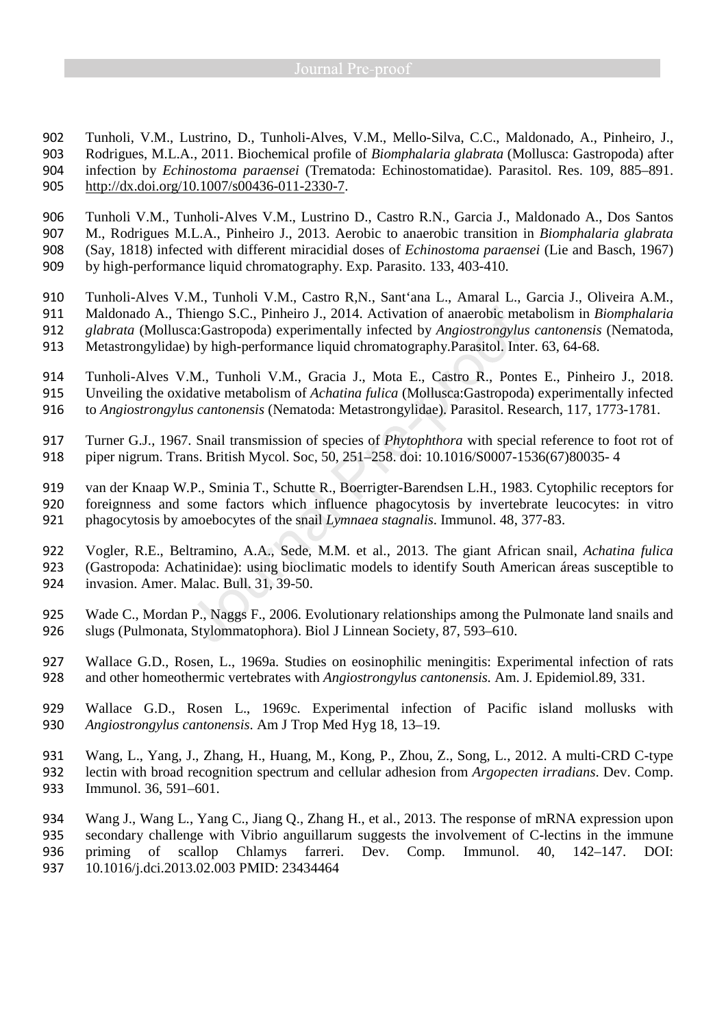Tunholi, V.M., Lustrino, D., Tunholi-Alves, V.M., Mello-Silva, C.C., Maldonado, A., Pinheiro, J., Rodrigues, M.L.A., 2011. Biochemical profile of *Biomphalaria glabrata* (Mollusca: Gastropoda) after infection by *Echinostoma paraensei* (Trematoda: Echinostomatidae). Parasitol. Res. 109, 885–891. http://dx.doi.org/10.1007/s00436-011-2330-7.

Tunholi V.M., Tunholi-Alves V.M., Lustrino D., Castro R.N., Garcia J., Maldonado A., Dos Santos M., Rodrigues M.L.A., Pinheiro J., 2013. Aerobic to anaerobic transition in *Biomphalaria glabrata* (Say, 1818) infected with different miracidial doses of *Echinostoma paraensei* (Lie and Basch, 1967) by high-performance liquid chromatography. Exp. Parasito. 133, 403-410.

Tunholi-Alves V.M., Tunholi V.M., Castro R,N., Sant'ana L., Amaral L., Garcia J., Oliveira A.M., Maldonado A., Thiengo S.C., Pinheiro J., 2014. Activation of anaerobic metabolism in *Biomphalaria glabrata* (Mollusca:Gastropoda) experimentally infected by *Angiostrongylus cantonensis* (Nematoda, Metastrongylidae) by high-performance liquid chromatography.Parasitol. Inter. 63, 64-68.

Tunholi-Alves V.M., Tunholi V.M., Gracia J., Mota E., Castro R., Pontes E., Pinheiro J., 2018. Unveiling the oxidative metabolism of *Achatina fulica* (Mollusca:Gastropoda) experimentally infected to *Angiostrongylus cantonensis* (Nematoda: Metastrongylidae). Parasitol. Research, 117, 1773-1781.

Turner G.J., 1967. Snail transmission of species of *Phytophthora* with special reference to foot rot of piper nigrum. Trans. British Mycol. Soc, 50, 251–258. doi: 10.1016/S0007-1536(67)80035- 4

van der Knaap W.P., Sminia T., Schutte R., Boerrigter-Barendsen L.H., 1983. Cytophilic receptors for foreignness and some factors which influence phagocytosis by invertebrate leucocytes: in vitro phagocytosis by amoebocytes of the snail *Lymnaea stagnalis*. Immunol. 48, 377-83.

Vogler, R.E., Beltramino, A.A., Sede, M.M. et al., 2013. The giant African snail, *Achatina fulica* (Gastropoda: Achatinidae): using bioclimatic models to identify South American áreas susceptible to invasion. Amer. Malac. Bull. 31, 39-50.

Wade C., Mordan P., Naggs F., 2006. Evolutionary relationships among the Pulmonate land snails and slugs (Pulmonata, Stylommatophora). Biol J Linnean Society, 87, 593–610.

Wallace G.D., Rosen, L., 1969a. Studies on eosinophilic meningitis: Experimental infection of rats and other homeothermic vertebrates with *Angiostrongylus cantonensis.* Am. J. Epidemiol.89, 331.

Wallace G.D., Rosen L., 1969c. Experimental infection of Pacific island mollusks with *Angiostrongylus cantonensis*. Am J Trop Med Hyg 18, 13–19.

Wang, L., Yang, J., Zhang, H., Huang, M., Kong, P., Zhou, Z., Song, L., 2012. A multi-CRD C-type lectin with broad recognition spectrum and cellular adhesion from *Argopecten irradians*. Dev. Comp. Immunol. 36, 591–601.

Wang J., Wang L., Yang C., Jiang Q., Zhang H., et al., 2013. The response of mRNA expression upon secondary challenge with Vibrio anguillarum suggests the involvement of C-lectins in the immune priming of scallop Chlamys farreri. Dev. Comp. Immunol. 40, 142–147. DOI: 10.1016/j.dci.2013.02.003 PMID: 23434464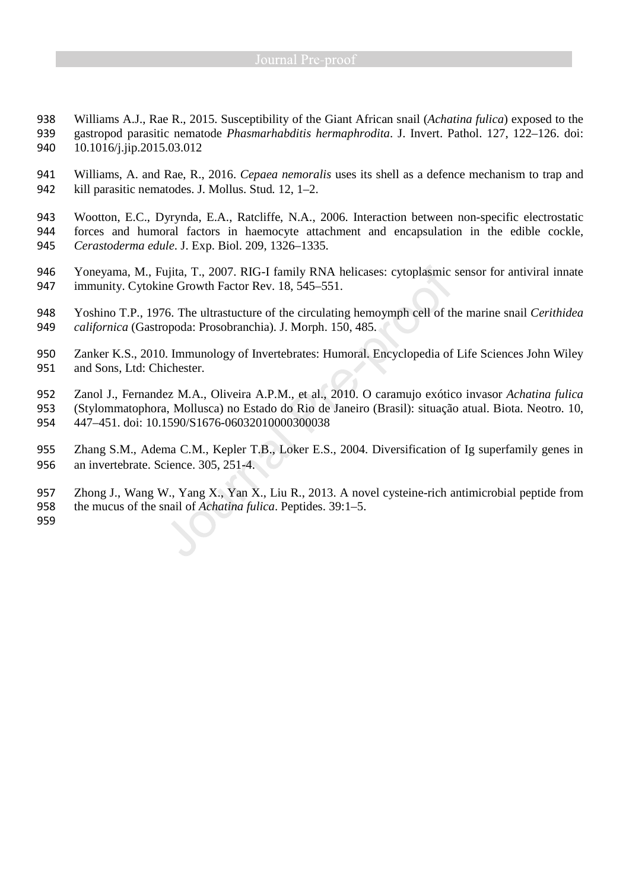Williams A.J., Rae R., 2015. Susceptibility of the Giant African snail (*Achatina fulica*) exposed to the gastropod parasitic nematode *Phasmarhabditis hermaphrodita*. J. Invert. Pathol. 127, 122–126. doi: 10.1016/j.jip.2015.03.012

Williams, A. and Rae, R., 2016. *Cepaea nemoralis* uses its shell as a defence mechanism to trap and kill parasitic nematodes. J. Mollus. Stud. 12, 1–2.

Wootton, E.C., Dyrynda, E.A., Ratcliffe, N.A., 2006. Interaction between non-specific electrostatic forces and humoral factors in haemocyte attachment and encapsulation in the edible cockle, *Cerastoderma edule*. J. Exp. Biol. 209, 1326–1335.

Yoneyama, M., Fujita, T., 2007. RIG-I family RNA helicases: cytoplasmic sensor for antiviral innate immunity. Cytokine Growth Factor Rev. 18, 545–551.

Yoshino T.P., 1976. The ultrastucture of the circulating hemoymph cell of the marine snail *Cerithidea californica* (Gastropoda: Prosobranchia). J. Morph. 150, 485.

Zanker K.S., 2010. Immunology of Invertebrates: Humoral. Encyclopedia of Life Sciences John Wiley and Sons, Ltd: Chichester.

Zanol J., Fernandez M.A., Oliveira A.P.M., et al., 2010. O caramujo exótico invasor *Achatina fulica* (Stylommatophora, Mollusca) no Estado do Rio de Janeiro (Brasil): situação atual. Biota. Neotro. 10, 447–451. doi: 10.1590/S1676-06032010000300038

Zhang S.M., Adema C.M., Kepler T.B., Loker E.S., 2004. Diversification of Ig superfamily genes in an invertebrate. Science. 305, 251-4.

Zhong J., Wang W., Yang X., Yan X., Liu R., 2013. A novel cysteine-rich antimicrobial peptide from the mucus of the snail of *Achatina fulica*. Peptides. 39:1–5.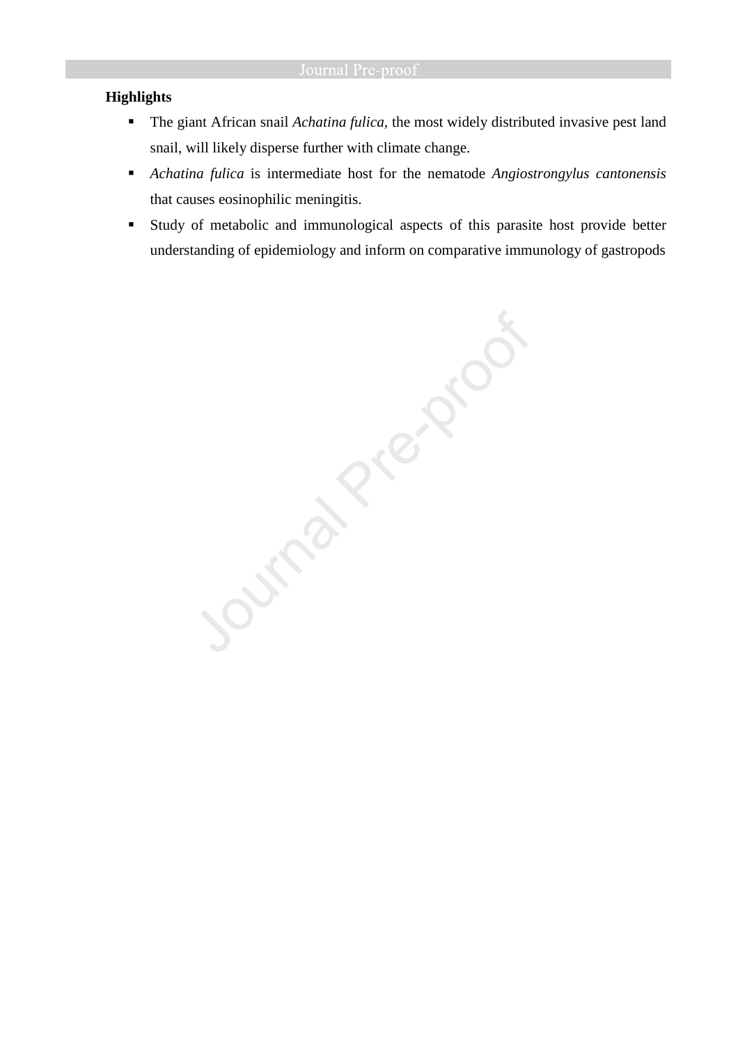**Highlights**

- The giant African snail *Achatina fulica*, the most widely distributed invasive pest land snail, will likely disperse further with climate change.
- *Achatina fulica* is intermediate host for the nematode *Angiostrongylus cantonensis* that causes eosinophilic meningitis.
- Study of metabolic and immunological aspects of this parasite host provide better understanding of epidemiology and inform on comparative immunology of gastropods